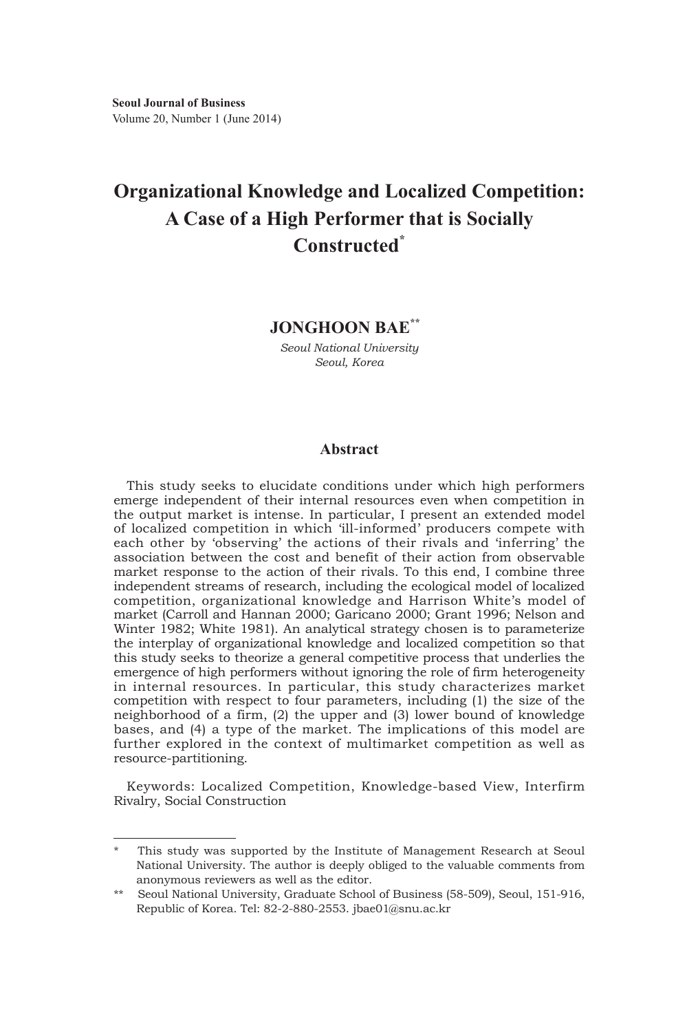**Seoul Journal of Business**
Volume 20, Number 1 (June 2014)

# Organizational Knowledge and Localized Competition: A Case of a High Performer that is Socially Constructed*

**JONGHOON BAE****

*Seoul National University*
*Seoul, Korea*

## Abstract

This study seeks to elucidate conditions under which high performers emerge independent of their internal resources even when competition in the output market is intense. In particular, I present an extended model of localized competition in which 'ill-informed' producers compete with each other by 'observing' the actions of their rivals and 'inferring' the association between the cost and benefit of their action from observable market response to the action of their rivals. To this end, I combine three independent streams of research, including the ecological model of localized competition, organizational knowledge and Harrison White's model of market (Carroll and Hannan 2000; Garicano 2000; Grant 1996; Nelson and Winter 1982; White 1981). An analytical strategy chosen is to parameterize the interplay of organizational knowledge and localized competition so that this study seeks to theorize a general competitive process that underlies the emergence of high performers without ignoring the role of firm heterogeneity in internal resources. In particular, this study characterizes market competition with respect to four parameters, including (1) the size of the neighborhood of a firm, (2) the upper and (3) lower bound of knowledge bases, and (4) a type of the market. The implications of this model are further explored in the context of multimarket competition as well as resource-partitioning.

Keywords: Localized Competition, Knowledge-based View, Interfirm Rivalry, Social Construction

---

\* This study was supported by the Institute of Management Research at Seoul National University. The author is deeply obliged to the valuable comments from anonymous reviewers as well as the editor.

\*\* Seoul National University, Graduate School of Business (58-509), Seoul, 151-916, Republic of Korea. Tel: 82-2-880-2553. jbae01@snu.ac.kr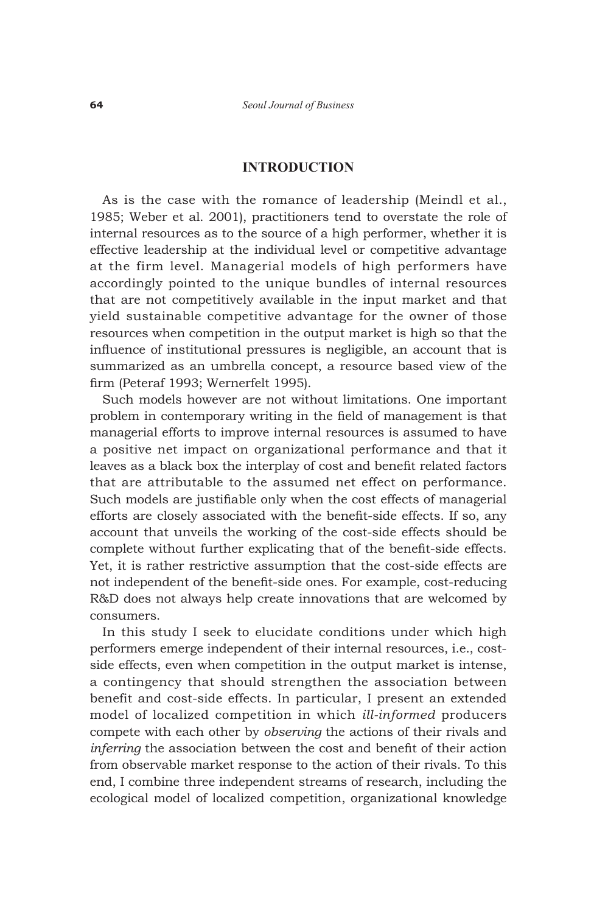## INTRODUCTION

As is the case with the romance of leadership (Meindl et al., 1985; Weber et al. 2001), practitioners tend to overstate the role of internal resources as to the source of a high performer, whether it is effective leadership at the individual level or competitive advantage at the firm level. Managerial models of high performers have accordingly pointed to the unique bundles of internal resources that are not competitively available in the input market and that yield sustainable competitive advantage for the owner of those resources when competition in the output market is high so that the influence of institutional pressures is negligible, an account that is summarized as an umbrella concept, a resource based view of the firm (Peteraf 1993; Wernerfelt 1995).

Such models however are not without limitations. One important problem in contemporary writing in the field of management is that managerial efforts to improve internal resources is assumed to have a positive net impact on organizational performance and that it leaves as a black box the interplay of cost and benefit related factors that are attributable to the assumed net effect on performance. Such models are justifiable only when the cost effects of managerial efforts are closely associated with the benefit-side effects. If so, any account that unveils the working of the cost-side effects should be complete without further explicating that of the benefit-side effects. Yet, it is rather restrictive assumption that the cost-side effects are not independent of the benefit-side ones. For example, cost-reducing R&D does not always help create innovations that are welcomed by consumers.

In this study I seek to elucidate conditions under which high performers emerge independent of their internal resources, i.e., cost-side effects, even when competition in the output market is intense, a contingency that should strengthen the association between benefit and cost-side effects. In particular, I present an extended model of localized competition in which *ill-informed* producers compete with each other by *observing* the actions of their rivals and *inferring* the association between the cost and benefit of their action from observable market response to the action of their rivals. To this end, I combine three independent streams of research, including the ecological model of localized competition, organizational knowledge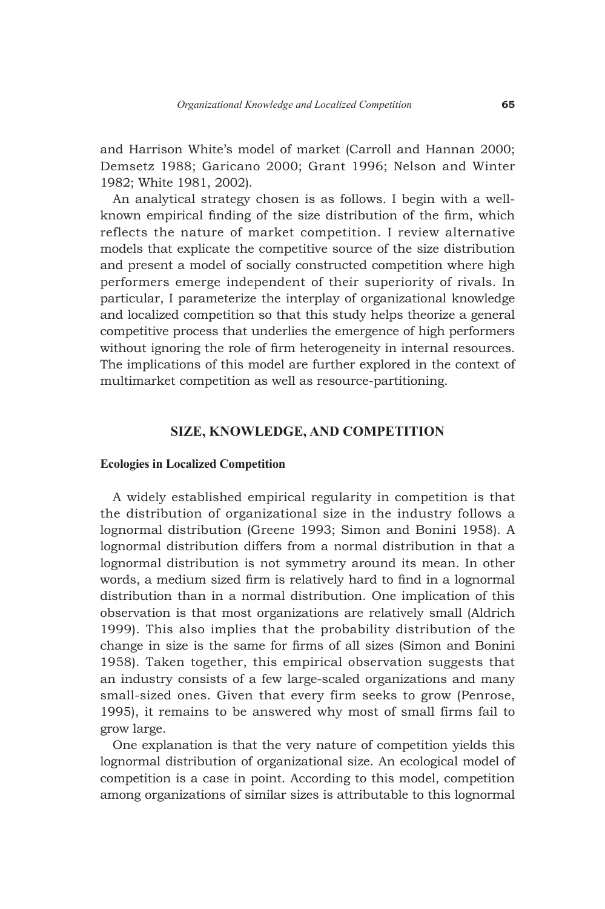and Harrison White's model of market (Carroll and Hannan 2000; Demsetz 1988; Garicano 2000; Grant 1996; Nelson and Winter 1982; White 1981, 2002).

An analytical strategy chosen is as follows. I begin with a well-known empirical finding of the size distribution of the firm, which reflects the nature of market competition. I review alternative models that explicate the competitive source of the size distribution and present a model of socially constructed competition where high performers emerge independent of their superiority of rivals. In particular, I parameterize the interplay of organizational knowledge and localized competition so that this study helps theorize a general competitive process that underlies the emergence of high performers without ignoring the role of firm heterogeneity in internal resources. The implications of this model are further explored in the context of multimarket competition as well as resource-partitioning.

## SIZE, KNOWLEDGE, AND COMPETITION

### Ecologies in Localized Competition

A widely established empirical regularity in competition is that the distribution of organizational size in the industry follows a lognormal distribution (Greene 1993; Simon and Bonini 1958). A lognormal distribution differs from a normal distribution in that a lognormal distribution is not symmetry around its mean. In other words, a medium sized firm is relatively hard to find in a lognormal distribution than in a normal distribution. One implication of this observation is that most organizations are relatively small (Aldrich 1999). This also implies that the probability distribution of the change in size is the same for firms of all sizes (Simon and Bonini 1958). Taken together, this empirical observation suggests that an industry consists of a few large-scaled organizations and many small-sized ones. Given that every firm seeks to grow (Penrose, 1995), it remains to be answered why most of small firms fail to grow large.

One explanation is that the very nature of competition yields this lognormal distribution of organizational size. An ecological model of competition is a case in point. According to this model, competition among organizations of similar sizes is attributable to this lognormal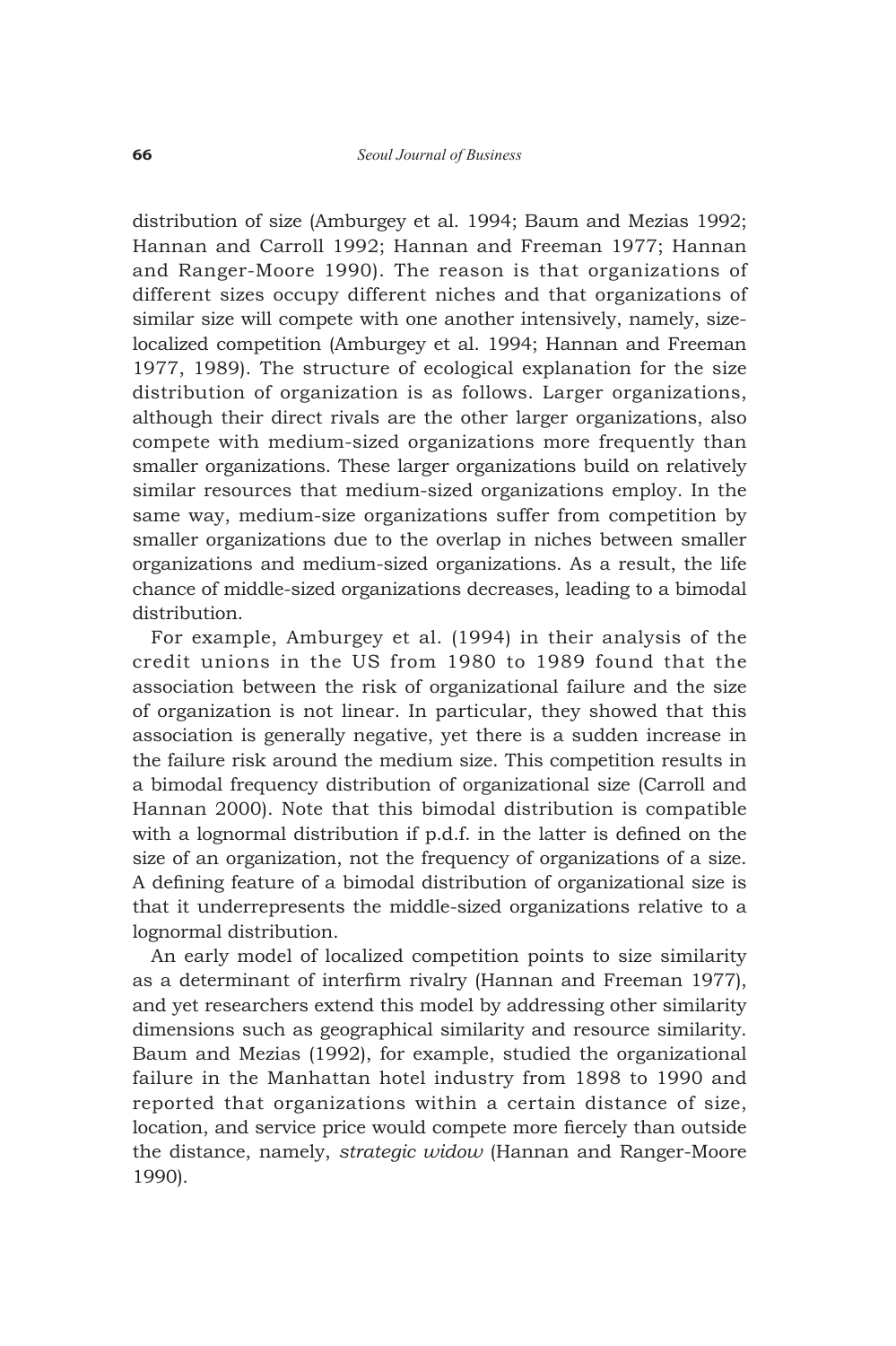distribution of size (Amburgey et al. 1994; Baum and Mezias 1992; Hannan and Carroll 1992; Hannan and Freeman 1977; Hannan and Ranger-Moore 1990). The reason is that organizations of different sizes occupy different niches and that organizations of similar size will compete with one another intensively, namely, size-localized competition (Amburgey et al. 1994; Hannan and Freeman 1977, 1989). The structure of ecological explanation for the size distribution of organization is as follows. Larger organizations, although their direct rivals are the other larger organizations, also compete with medium-sized organizations more frequently than smaller organizations. These larger organizations build on relatively similar resources that medium-sized organizations employ. In the same way, medium-size organizations suffer from competition by smaller organizations due to the overlap in niches between smaller organizations and medium-sized organizations. As a result, the life chance of middle-sized organizations decreases, leading to a bimodal distribution.

For example, Amburgey et al. (1994) in their analysis of the credit unions in the US from 1980 to 1989 found that the association between the risk of organizational failure and the size of organization is not linear. In particular, they showed that this association is generally negative, yet there is a sudden increase in the failure risk around the medium size. This competition results in a bimodal frequency distribution of organizational size (Carroll and Hannan 2000). Note that this bimodal distribution is compatible with a lognormal distribution if p.d.f. in the latter is defined on the size of an organization, not the frequency of organizations of a size. A defining feature of a bimodal distribution of organizational size is that it underrepresents the middle-sized organizations relative to a lognormal distribution.

An early model of localized competition points to size similarity as a determinant of interfirm rivalry (Hannan and Freeman 1977), and yet researchers extend this model by addressing other similarity dimensions such as geographical similarity and resource similarity. Baum and Mezias (1992), for example, studied the organizational failure in the Manhattan hotel industry from 1898 to 1990 and reported that organizations within a certain distance of size, location, and service price would compete more fiercely than outside the distance, namely, *strategic widow* (Hannan and Ranger-Moore 1990).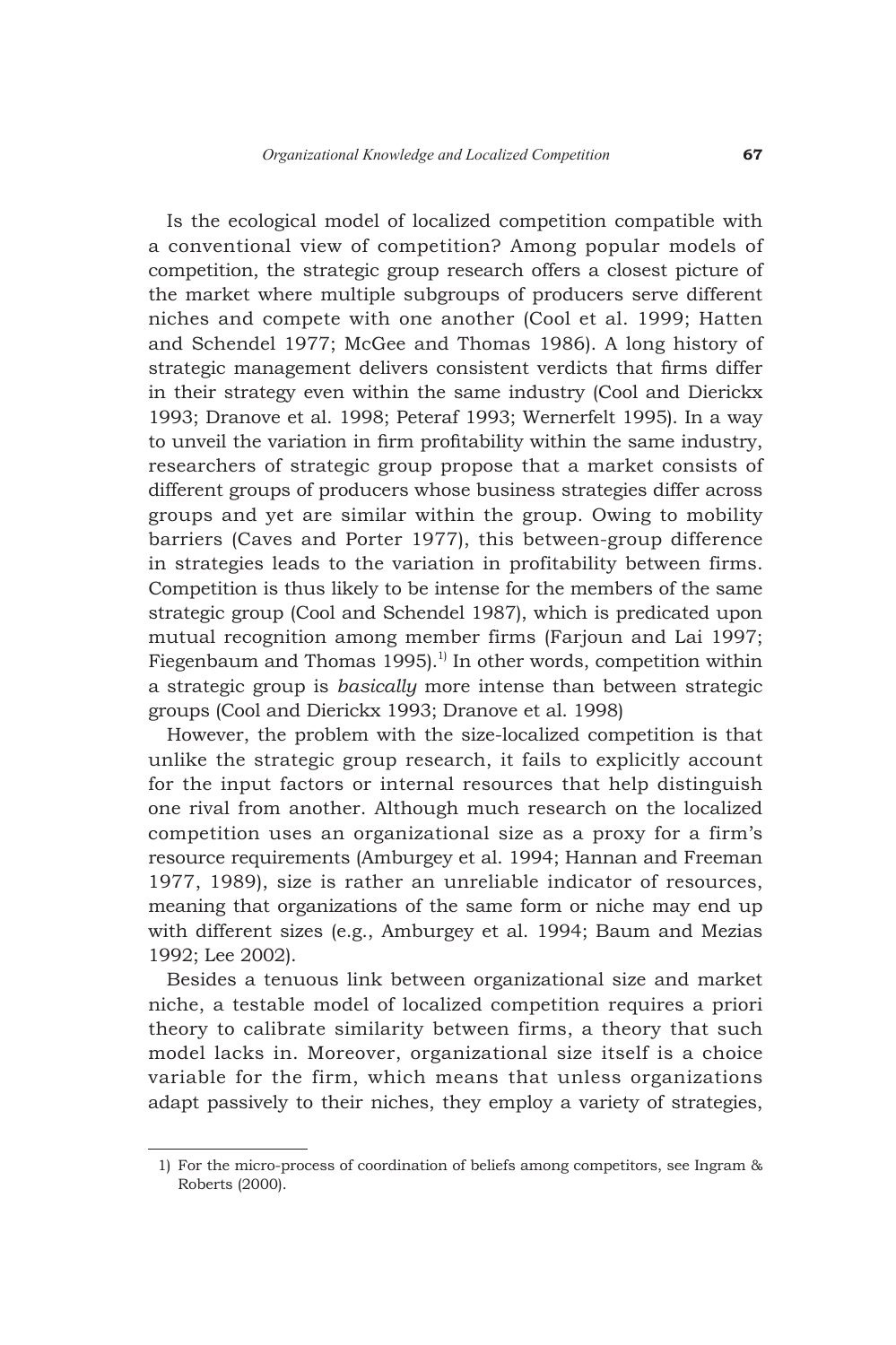Is the ecological model of localized competition compatible with a conventional view of competition? Among popular models of competition, the strategic group research offers a closest picture of the market where multiple subgroups of producers serve different niches and compete with one another (Cool et al. 1999; Hatten and Schendel 1977; McGee and Thomas 1986). A long history of strategic management delivers consistent verdicts that firms differ in their strategy even within the same industry (Cool and Dierickx 1993; Dranove et al. 1998; Peteraf 1993; Wernerfelt 1995). In a way to unveil the variation in firm profitability within the same industry, researchers of strategic group propose that a market consists of different groups of producers whose business strategies differ across groups and yet are similar within the group. Owing to mobility barriers (Caves and Porter 1977), this between-group difference in strategies leads to the variation in profitability between firms. Competition is thus likely to be intense for the members of the same strategic group (Cool and Schendel 1987), which is predicated upon mutual recognition among member firms (Farjoun and Lai 1997; Fiegenbaum and Thomas 1995).[1] In other words, competition within a strategic group is *basically* more intense than between strategic groups (Cool and Dierickx 1993; Dranove et al. 1998)

However, the problem with the size-localized competition is that unlike the strategic group research, it fails to explicitly account for the input factors or internal resources that help distinguish one rival from another. Although much research on the localized competition uses an organizational size as a proxy for a firm's resource requirements (Amburgey et al. 1994; Hannan and Freeman 1977, 1989), size is rather an unreliable indicator of resources, meaning that organizations of the same form or niche may end up with different sizes (e.g., Amburgey et al. 1994; Baum and Mezias 1992; Lee 2002).

Besides a tenuous link between organizational size and market niche, a testable model of localized competition requires a priori theory to calibrate similarity between firms, a theory that such model lacks in. Moreover, organizational size itself is a choice variable for the firm, which means that unless organizations adapt passively to their niches, they employ a variety of strategies,

1) For the micro-process of coordination of beliefs among competitors, see Ingram & Roberts (2000).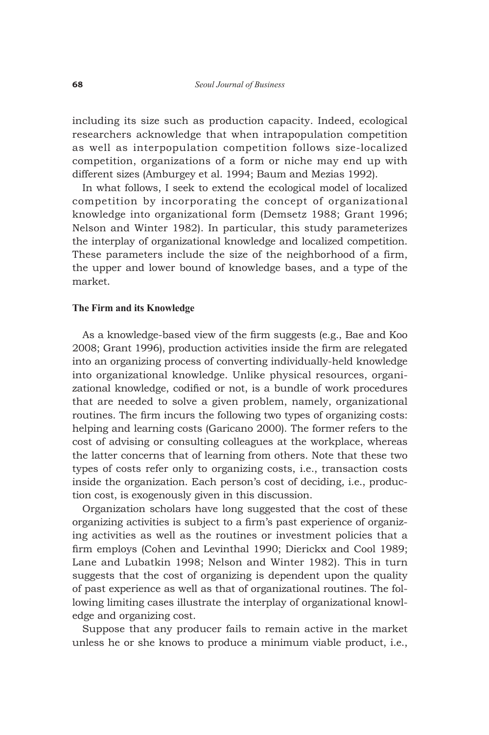including its size such as production capacity. Indeed, ecological researchers acknowledge that when intrapopulation competition as well as interpopulation competition follows size-localized competition, organizations of a form or niche may end up with different sizes (Amburgey et al. 1994; Baum and Mezias 1992).

In what follows, I seek to extend the ecological model of localized competition by incorporating the concept of organizational knowledge into organizational form (Demsetz 1988; Grant 1996; Nelson and Winter 1982). In particular, this study parameterizes the interplay of organizational knowledge and localized competition. These parameters include the size of the neighborhood of a firm, the upper and lower bound of knowledge bases, and a type of the market.

### The Firm and its Knowledge

As a knowledge-based view of the firm suggests (e.g., Bae and Koo 2008; Grant 1996), production activities inside the firm are relegated into an organizing process of converting individually-held knowledge into organizational knowledge. Unlike physical resources, organizational knowledge, codified or not, is a bundle of work procedures that are needed to solve a given problem, namely, organizational routines. The firm incurs the following two types of organizing costs: helping and learning costs (Garicano 2000). The former refers to the cost of advising or consulting colleagues at the workplace, whereas the latter concerns that of learning from others. Note that these two types of costs refer only to organizing costs, i.e., transaction costs inside the organization. Each person's cost of deciding, i.e., production cost, is exogenously given in this discussion.

Organization scholars have long suggested that the cost of these organizing activities is subject to a firm's past experience of organizing activities as well as the routines or investment policies that a firm employs (Cohen and Levinthal 1990; Dierickx and Cool 1989; Lane and Lubatkin 1998; Nelson and Winter 1982). This in turn suggests that the cost of organizing is dependent upon the quality of past experience as well as that of organizational routines. The following limiting cases illustrate the interplay of organizational knowledge and organizing cost.

Suppose that any producer fails to remain active in the market unless he or she knows to produce a minimum viable product, i.e.,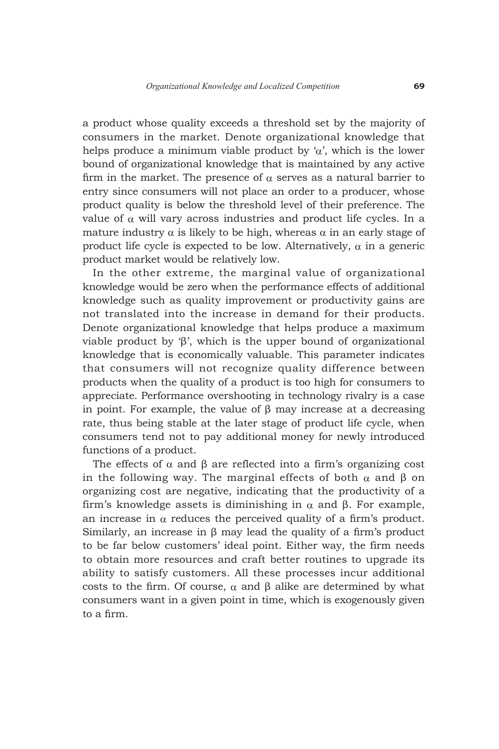a product whose quality exceeds a threshold set by the majority of consumers in the market. Denote organizational knowledge that helps produce a minimum viable product by '$\alpha$', which is the lower bound of organizational knowledge that is maintained by any active firm in the market. The presence of $\alpha$ serves as a natural barrier to entry since consumers will not place an order to a producer, whose product quality is below the threshold level of their preference. The value of $\alpha$ will vary across industries and product life cycles. In a mature industry $\alpha$ is likely to be high, whereas $\alpha$ in an early stage of product life cycle is expected to be low. Alternatively, $\alpha$ in a generic product market would be relatively low.

In the other extreme, the marginal value of organizational knowledge would be zero when the performance effects of additional knowledge such as quality improvement or productivity gains are not translated into the increase in demand for their products. Denote organizational knowledge that helps produce a maximum viable product by '$\beta$', which is the upper bound of organizational knowledge that is economically valuable. This parameter indicates that consumers will not recognize quality difference between products when the quality of a product is too high for consumers to appreciate. Performance overshooting in technology rivalry is a case in point. For example, the value of $\beta$ may increase at a decreasing rate, thus being stable at the later stage of product life cycle, when consumers tend not to pay additional money for newly introduced functions of a product.

The effects of $\alpha$ and $\beta$ are reflected into a firm's organizing cost in the following way. The marginal effects of both $\alpha$ and $\beta$ on organizing cost are negative, indicating that the productivity of a firm's knowledge assets is diminishing in $\alpha$ and $\beta$. For example, an increase in $\alpha$ reduces the perceived quality of a firm's product. Similarly, an increase in $\beta$ may lead the quality of a firm's product to be far below customers' ideal point. Either way, the firm needs to obtain more resources and craft better routines to upgrade its ability to satisfy customers. All these processes incur additional costs to the firm. Of course, $\alpha$ and $\beta$ alike are determined by what consumers want in a given point in time, which is exogenously given to a firm.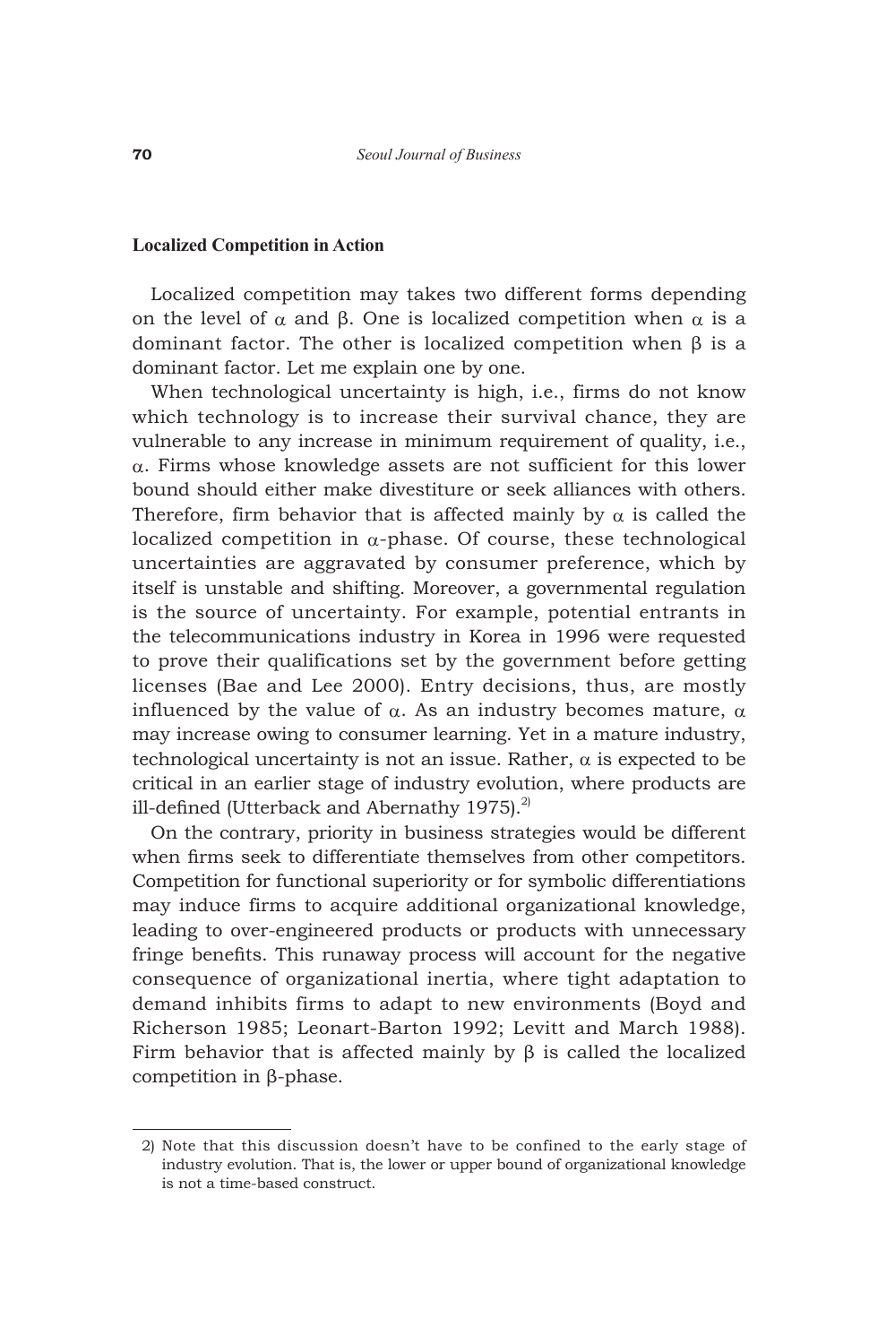### Localized Competition in Action

Localized competition may takes two different forms depending on the level of $\alpha$ and $\beta$. One is localized competition when $\alpha$ is a dominant factor. The other is localized competition when $\beta$ is a dominant factor. Let me explain one by one.

When technological uncertainty is high, i.e., firms do not know which technology is to increase their survival chance, they are vulnerable to any increase in minimum requirement of quality, i.e., $\alpha$. Firms whose knowledge assets are not sufficient for this lower bound should either make divestiture or seek alliances with others. Therefore, firm behavior that is affected mainly by $\alpha$ is called the localized competition in $\alpha$-phase. Of course, these technological uncertainties are aggravated by consumer preference, which by itself is unstable and shifting. Moreover, a governmental regulation is the source of uncertainty. For example, potential entrants in the telecommunications industry in Korea in 1996 were requested to prove their qualifications set by the government before getting licenses (Bae and Lee 2000). Entry decisions, thus, are mostly influenced by the value of $\alpha$. As an industry becomes mature, $\alpha$ may increase owing to consumer learning. Yet in a mature industry, technological uncertainty is not an issue. Rather, $\alpha$ is expected to be critical in an earlier stage of industry evolution, where products are ill-defined (Utterback and Abernathy 1975).[2]

On the contrary, priority in business strategies would be different when firms seek to differentiate themselves from other competitors. Competition for functional superiority or for symbolic differentiations may induce firms to acquire additional organizational knowledge, leading to over-engineered products or products with unnecessary fringe benefits. This runaway process will account for the negative consequence of organizational inertia, where tight adaptation to demand inhibits firms to adapt to new environments (Boyd and Richerson 1985; Leonart-Barton 1992; Levitt and March 1988). Firm behavior that is affected mainly by $\beta$ is called the localized competition in $\beta$-phase.

---

2) Note that this discussion doesn't have to be confined to the early stage of industry evolution. That is, the lower or upper bound of organizational knowledge is not a time-based construct.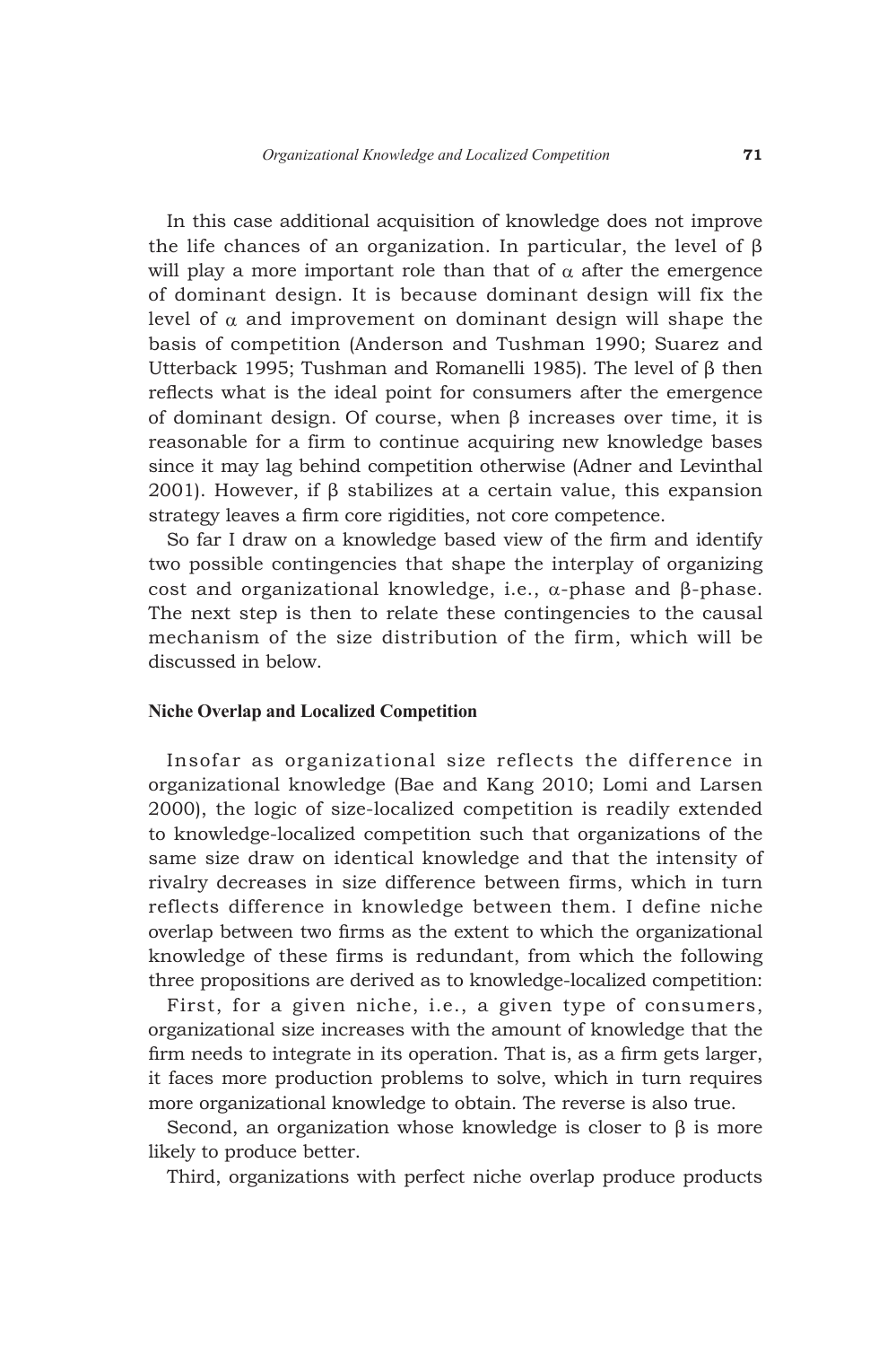In this case additional acquisition of knowledge does not improve the life chances of an organization. In particular, the level of $\beta$ will play a more important role than that of $\alpha$ after the emergence of dominant design. It is because dominant design will fix the level of $\alpha$ and improvement on dominant design will shape the basis of competition (Anderson and Tushman 1990; Suarez and Utterback 1995; Tushman and Romanelli 1985). The level of $\beta$ then reflects what is the ideal point for consumers after the emergence of dominant design. Of course, when $\beta$ increases over time, it is reasonable for a firm to continue acquiring new knowledge bases since it may lag behind competition otherwise (Adner and Levinthal 2001). However, if $\beta$ stabilizes at a certain value, this expansion strategy leaves a firm core rigidities, not core competence.

So far I draw on a knowledge based view of the firm and identify two possible contingencies that shape the interplay of organizing cost and organizational knowledge, i.e., $\alpha$-phase and $\beta$-phase. The next step is then to relate these contingencies to the causal mechanism of the size distribution of the firm, which will be discussed in below.

### Niche Overlap and Localized Competition

Insofar as organizational size reflects the difference in organizational knowledge (Bae and Kang 2010; Lomi and Larsen 2000), the logic of size-localized competition is readily extended to knowledge-localized competition such that organizations of the same size draw on identical knowledge and that the intensity of rivalry decreases in size difference between firms, which in turn reflects difference in knowledge between them. I define niche overlap between two firms as the extent to which the organizational knowledge of these firms is redundant, from which the following three propositions are derived as to knowledge-localized competition:

First, for a given niche, i.e., a given type of consumers, organizational size increases with the amount of knowledge that the firm needs to integrate in its operation. That is, as a firm gets larger, it faces more production problems to solve, which in turn requires more organizational knowledge to obtain. The reverse is also true.

Second, an organization whose knowledge is closer to $\beta$ is more likely to produce better.

Third, organizations with perfect niche overlap produce products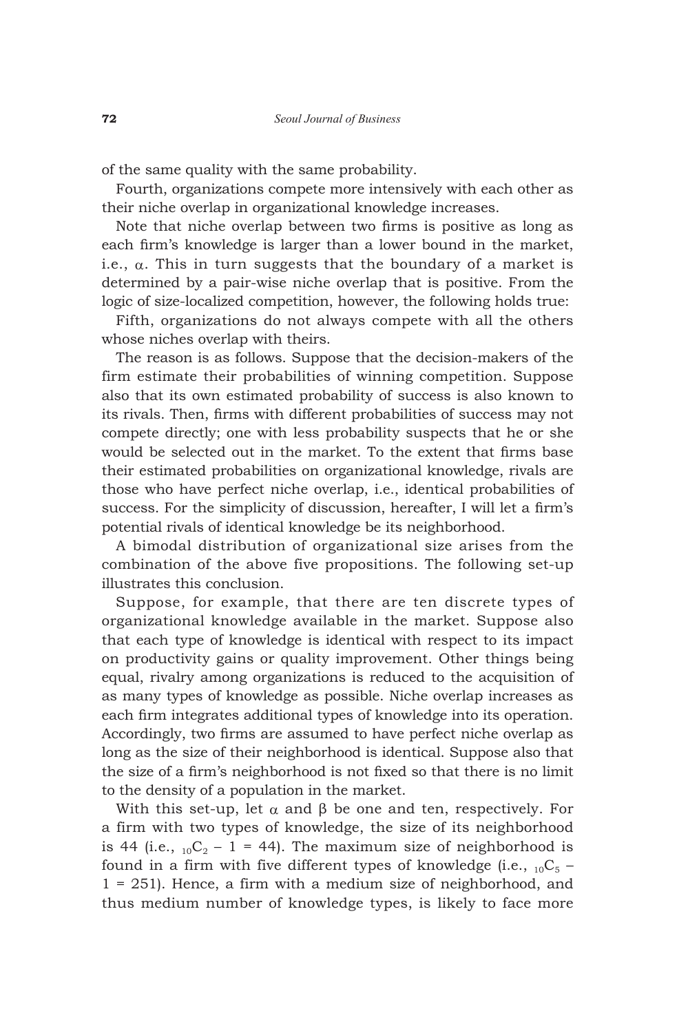of the same quality with the same probability.

Fourth, organizations compete more intensively with each other as their niche overlap in organizational knowledge increases.

Note that niche overlap between two firms is positive as long as each firm's knowledge is larger than a lower bound in the market, i.e., $\alpha$. This in turn suggests that the boundary of a market is determined by a pair-wise niche overlap that is positive. From the logic of size-localized competition, however, the following holds true:

Fifth, organizations do not always compete with all the others whose niches overlap with theirs.

The reason is as follows. Suppose that the decision-makers of the firm estimate their probabilities of winning competition. Suppose also that its own estimated probability of success is also known to its rivals. Then, firms with different probabilities of success may not compete directly; one with less probability suspects that he or she would be selected out in the market. To the extent that firms base their estimated probabilities on organizational knowledge, rivals are those who have perfect niche overlap, i.e., identical probabilities of success. For the simplicity of discussion, hereafter, I will let a firm's potential rivals of identical knowledge be its neighborhood.

A bimodal distribution of organizational size arises from the combination of the above five propositions. The following set-up illustrates this conclusion.

Suppose, for example, that there are ten discrete types of organizational knowledge available in the market. Suppose also that each type of knowledge is identical with respect to its impact on productivity gains or quality improvement. Other things being equal, rivalry among organizations is reduced to the acquisition of as many types of knowledge as possible. Niche overlap increases as each firm integrates additional types of knowledge into its operation. Accordingly, two firms are assumed to have perfect niche overlap as long as the size of their neighborhood is identical. Suppose also that the size of a firm's neighborhood is not fixed so that there is no limit to the density of a population in the market.

With this set-up, let $\alpha$ and $\beta$ be one and ten, respectively. For a firm with two types of knowledge, the size of its neighborhood is 44 (i.e., ${}_{10}C_2 - 1 = 44$). The maximum size of neighborhood is found in a firm with five different types of knowledge (i.e., ${}_{10}C_5 - 1 = 251$). Hence, a firm with a medium size of neighborhood, and thus medium number of knowledge types, is likely to face more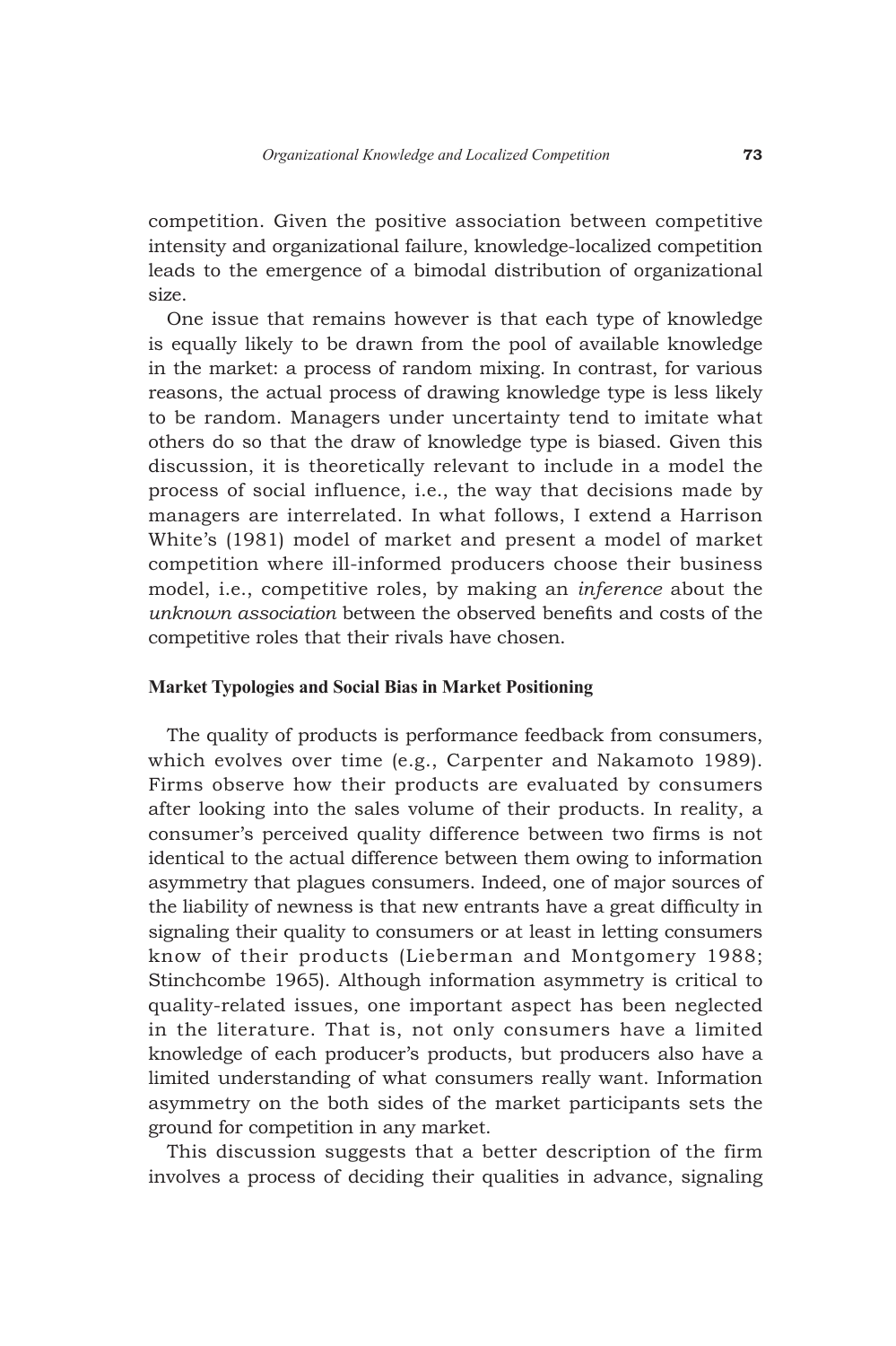competition. Given the positive association between competitive intensity and organizational failure, knowledge-localized competition leads to the emergence of a bimodal distribution of organizational size.

One issue that remains however is that each type of knowledge is equally likely to be drawn from the pool of available knowledge in the market: a process of random mixing. In contrast, for various reasons, the actual process of drawing knowledge type is less likely to be random. Managers under uncertainty tend to imitate what others do so that the draw of knowledge type is biased. Given this discussion, it is theoretically relevant to include in a model the process of social influence, i.e., the way that decisions made by managers are interrelated. In what follows, I extend a Harrison White's (1981) model of market and present a model of market competition where ill-informed producers choose their business model, i.e., competitive roles, by making an *inference* about the *unknown association* between the observed benefits and costs of the competitive roles that their rivals have chosen.

### Market Typologies and Social Bias in Market Positioning

The quality of products is performance feedback from consumers, which evolves over time (e.g., Carpenter and Nakamoto 1989). Firms observe how their products are evaluated by consumers after looking into the sales volume of their products. In reality, a consumer's perceived quality difference between two firms is not identical to the actual difference between them owing to information asymmetry that plagues consumers. Indeed, one of major sources of the liability of newness is that new entrants have a great difficulty in signaling their quality to consumers or at least in letting consumers know of their products (Lieberman and Montgomery 1988; Stinchcombe 1965). Although information asymmetry is critical to quality-related issues, one important aspect has been neglected in the literature. That is, not only consumers have a limited knowledge of each producer's products, but producers also have a limited understanding of what consumers really want. Information asymmetry on the both sides of the market participants sets the ground for competition in any market.

This discussion suggests that a better description of the firm involves a process of deciding their qualities in advance, signaling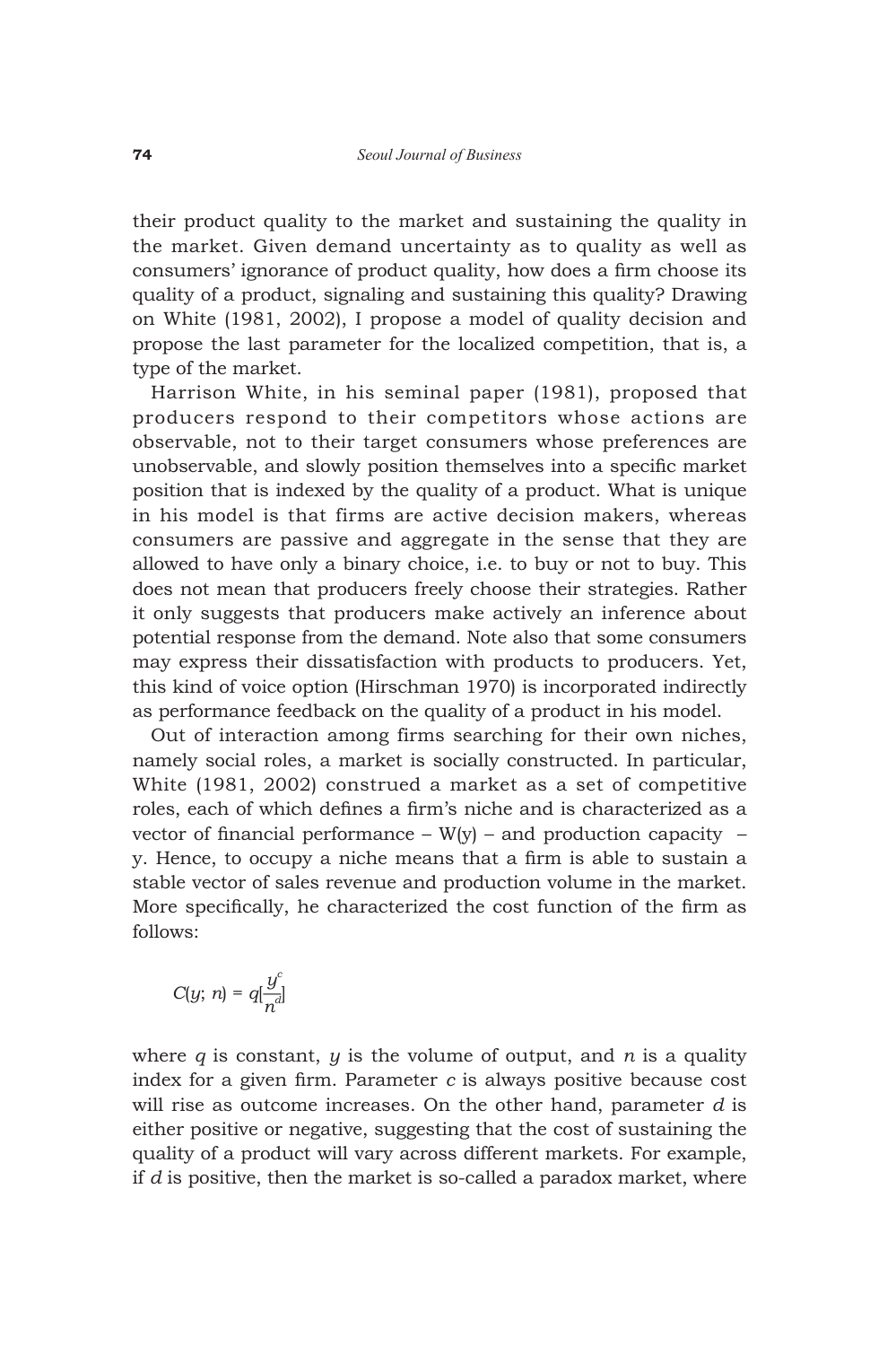their product quality to the market and sustaining the quality in the market. Given demand uncertainty as to quality as well as consumers' ignorance of product quality, how does a firm choose its quality of a product, signaling and sustaining this quality? Drawing on White (1981, 2002), I propose a model of quality decision and propose the last parameter for the localized competition, that is, a type of the market.

Harrison White, in his seminal paper (1981), proposed that producers respond to their competitors whose actions are observable, not to their target consumers whose preferences are unobservable, and slowly position themselves into a specific market position that is indexed by the quality of a product. What is unique in his model is that firms are active decision makers, whereas consumers are passive and aggregate in the sense that they are allowed to have only a binary choice, i.e. to buy or not to buy. This does not mean that producers freely choose their strategies. Rather it only suggests that producers make actively an inference about potential response from the demand. Note also that some consumers may express their dissatisfaction with products to producers. Yet, this kind of voice option (Hirschman 1970) is incorporated indirectly as performance feedback on the quality of a product in his model.

Out of interaction among firms searching for their own niches, namely social roles, a market is socially constructed. In particular, White (1981, 2002) construed a market as a set of competitive roles, each of which defines a firm's niche and is characterized as a vector of financial performance – W(y) – and production capacity – y. Hence, to occupy a niche means that a firm is able to sustain a stable vector of sales revenue and production volume in the market. More specifically, he characterized the cost function of the firm as follows:

$$C(y;\, n) = q\left[\frac{y^c}{n^d}\right]$$

where $q$ is constant, $y$ is the volume of output, and $n$ is a quality index for a given firm. Parameter $c$ is always positive because cost will rise as outcome increases. On the other hand, parameter $d$ is either positive or negative, suggesting that the cost of sustaining the quality of a product will vary across different markets. For example, if $d$ is positive, then the market is so-called a paradox market, where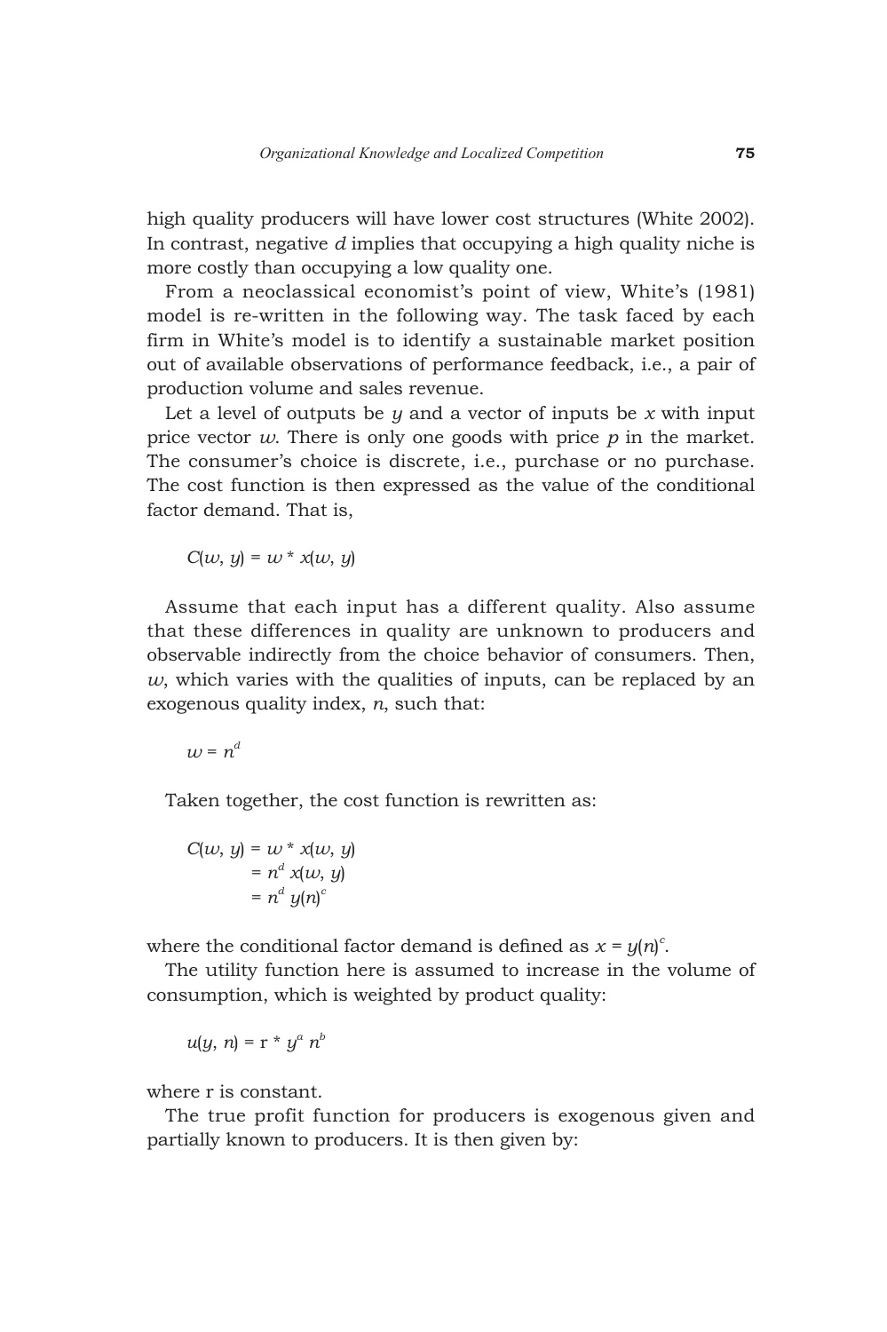high quality producers will have lower cost structures (White 2002). In contrast, negative $d$ implies that occupying a high quality niche is more costly than occupying a low quality one.

From a neoclassical economist's point of view, White's (1981) model is re-written in the following way. The task faced by each firm in White's model is to identify a sustainable market position out of available observations of performance feedback, i.e., a pair of production volume and sales revenue.

Let a level of outputs be $y$ and a vector of inputs be $x$ with input price vector $w$. There is only one goods with price $p$ in the market. The consumer's choice is discrete, i.e., purchase or no purchase. The cost function is then expressed as the value of the conditional factor demand. That is,

$$C(w, y) = w * x(w, y)$$

Assume that each input has a different quality. Also assume that these differences in quality are unknown to producers and observable indirectly from the choice behavior of consumers. Then, $w$, which varies with the qualities of inputs, can be replaced by an exogenous quality index, $n$, such that:

$$w = n^d$$

Taken together, the cost function is rewritten as:

$$\begin{aligned} C(w, y) &= w * x(w, y) \\ &= n^d\, x(w, y) \\ &= n^d\, y(n)^c \end{aligned}$$

where the conditional factor demand is defined as $x = y(n)^c$.

The utility function here is assumed to increase in the volume of consumption, which is weighted by product quality:

$$u(y, n) = r * y^a\, n^b$$

where r is constant.

The true profit function for producers is exogenous given and partially known to producers. It is then given by: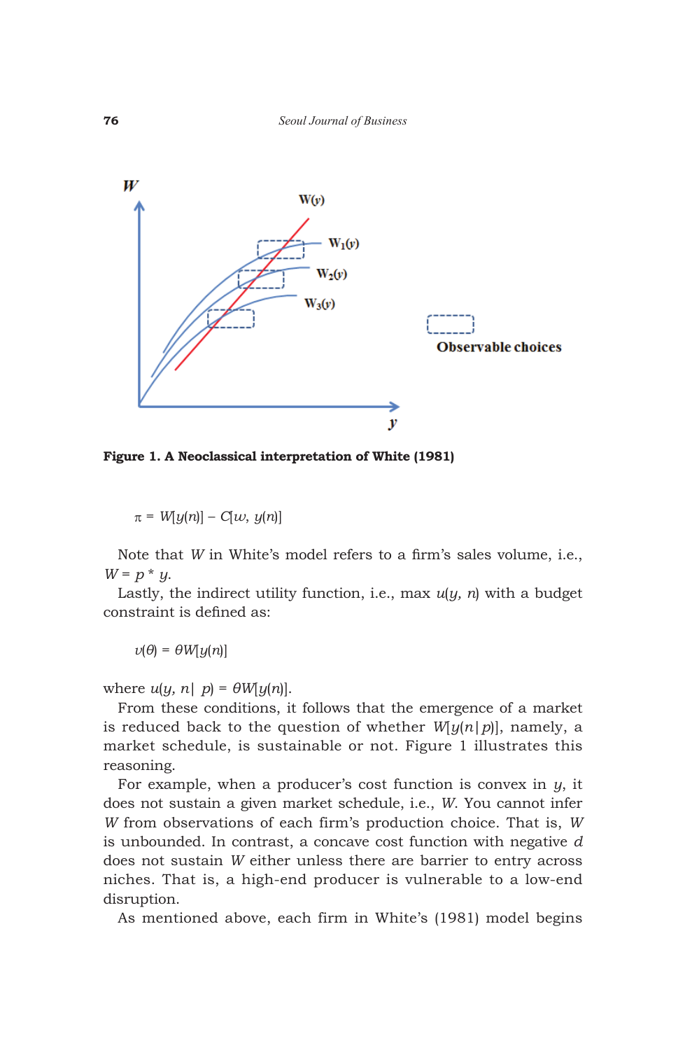**Figure 1. A Neoclassical interpretation of White (1981)**

$$\pi = W[y(n)] - C[w, y(n)]$$

Note that $W$ in White's model refers to a firm's sales volume, i.e., $W = p * y$.

Lastly, the indirect utility function, i.e., max $u(y, n)$ with a budget constraint is defined as:

$$v(\theta) = \theta W[y(n)]$$

where $u(y, n| \ p) = \theta W[y(n)]$.

From these conditions, it follows that the emergence of a market is reduced back to the question of whether $W[y(n|p)]$, namely, a market schedule, is sustainable or not. Figure 1 illustrates this reasoning.

For example, when a producer's cost function is convex in $y$, it does not sustain a given market schedule, i.e., $W$. You cannot infer $W$ from observations of each firm's production choice. That is, $W$ is unbounded. In contrast, a concave cost function with negative $d$ does not sustain $W$ either unless there are barrier to entry across niches. That is, a high-end producer is vulnerable to a low-end disruption.

As mentioned above, each firm in White's (1981) model begins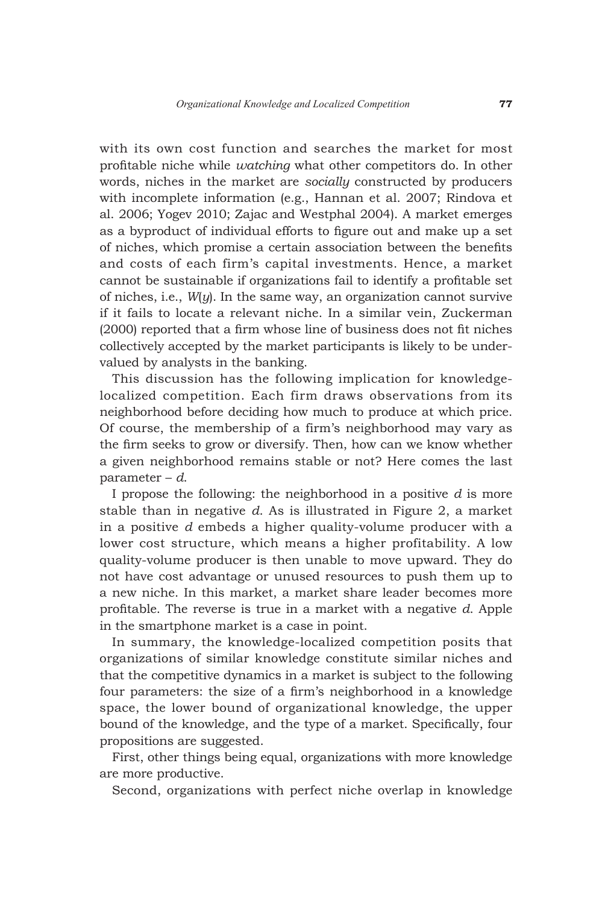with its own cost function and searches the market for most profitable niche while *watching* what other competitors do. In other words, niches in the market are *socially* constructed by producers with incomplete information (e.g., Hannan et al. 2007; Rindova et al. 2006; Yogev 2010; Zajac and Westphal 2004). A market emerges as a byproduct of individual efforts to figure out and make up a set of niches, which promise a certain association between the benefits and costs of each firm's capital investments. Hence, a market cannot be sustainable if organizations fail to identify a profitable set of niches, i.e., $W(y)$. In the same way, an organization cannot survive if it fails to locate a relevant niche. In a similar vein, Zuckerman (2000) reported that a firm whose line of business does not fit niches collectively accepted by the market participants is likely to be undervalued by analysts in the banking.

This discussion has the following implication for knowledge-localized competition. Each firm draws observations from its neighborhood before deciding how much to produce at which price. Of course, the membership of a firm's neighborhood may vary as the firm seeks to grow or diversify. Then, how can we know whether a given neighborhood remains stable or not? Here comes the last parameter – $d$.

I propose the following: the neighborhood in a positive $d$ is more stable than in negative $d$. As is illustrated in Figure 2, a market in a positive $d$ embeds a higher quality-volume producer with a lower cost structure, which means a higher profitability. A low quality-volume producer is then unable to move upward. They do not have cost advantage or unused resources to push them up to a new niche. In this market, a market share leader becomes more profitable. The reverse is true in a market with a negative $d$. Apple in the smartphone market is a case in point.

In summary, the knowledge-localized competition posits that organizations of similar knowledge constitute similar niches and that the competitive dynamics in a market is subject to the following four parameters: the size of a firm's neighborhood in a knowledge space, the lower bound of organizational knowledge, the upper bound of the knowledge, and the type of a market. Specifically, four propositions are suggested.

First, other things being equal, organizations with more knowledge are more productive.

Second, organizations with perfect niche overlap in knowledge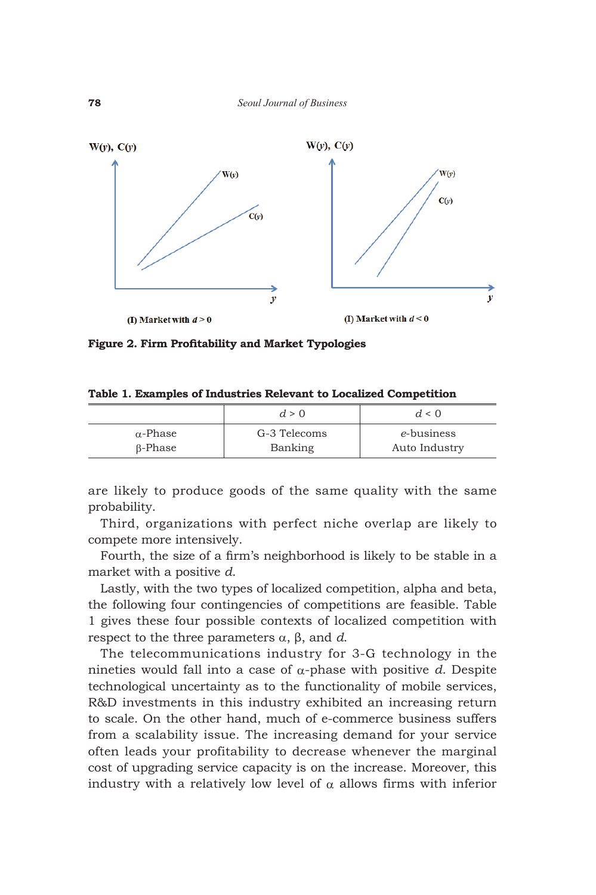**Figure 2. Firm Profitability and Market Typologies**

**Table 1. Examples of Industries Relevant to Localized Competition**

| | $d > 0$ | $d < 0$ |
|---|---|---|
| $\alpha$-Phase | G-3 Telecoms | *e*-business |
| $\beta$-Phase | Banking | Auto Industry |

are likely to produce goods of the same quality with the same probability.

Third, organizations with perfect niche overlap are likely to compete more intensively.

Fourth, the size of a firm's neighborhood is likely to be stable in a market with a positive $d$.

Lastly, with the two types of localized competition, alpha and beta, the following four contingencies of competitions are feasible. Table 1 gives these four possible contexts of localized competition with respect to the three parameters $\alpha$, $\beta$, and $d$.

The telecommunications industry for 3-G technology in the nineties would fall into a case of $\alpha$-phase with positive $d$. Despite technological uncertainty as to the functionality of mobile services, R&D investments in this industry exhibited an increasing return to scale. On the other hand, much of e-commerce business suffers from a scalability issue. The increasing demand for your service often leads your profitability to decrease whenever the marginal cost of upgrading service capacity is on the increase. Moreover, this industry with a relatively low level of $\alpha$ allows firms with inferior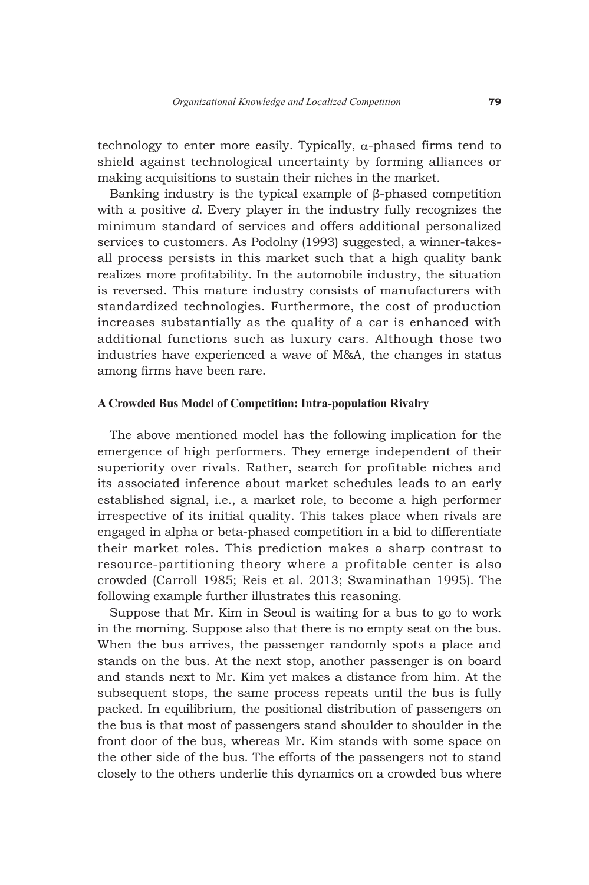technology to enter more easily. Typically, $\alpha$-phased firms tend to shield against technological uncertainty by forming alliances or making acquisitions to sustain their niches in the market.

Banking industry is the typical example of $\beta$-phased competition with a positive *d*. Every player in the industry fully recognizes the minimum standard of services and offers additional personalized services to customers. As Podolny (1993) suggested, a winner-takes-all process persists in this market such that a high quality bank realizes more profitability. In the automobile industry, the situation is reversed. This mature industry consists of manufacturers with standardized technologies. Furthermore, the cost of production increases substantially as the quality of a car is enhanced with additional functions such as luxury cars. Although those two industries have experienced a wave of M&A, the changes in status among firms have been rare.

### A Crowded Bus Model of Competition: Intra-population Rivalry

The above mentioned model has the following implication for the emergence of high performers. They emerge independent of their superiority over rivals. Rather, search for profitable niches and its associated inference about market schedules leads to an early established signal, i.e., a market role, to become a high performer irrespective of its initial quality. This takes place when rivals are engaged in alpha or beta-phased competition in a bid to differentiate their market roles. This prediction makes a sharp contrast to resource-partitioning theory where a profitable center is also crowded (Carroll 1985; Reis et al. 2013; Swaminathan 1995). The following example further illustrates this reasoning.

Suppose that Mr. Kim in Seoul is waiting for a bus to go to work in the morning. Suppose also that there is no empty seat on the bus. When the bus arrives, the passenger randomly spots a place and stands on the bus. At the next stop, another passenger is on board and stands next to Mr. Kim yet makes a distance from him. At the subsequent stops, the same process repeats until the bus is fully packed. In equilibrium, the positional distribution of passengers on the bus is that most of passengers stand shoulder to shoulder in the front door of the bus, whereas Mr. Kim stands with some space on the other side of the bus. The efforts of the passengers not to stand closely to the others underlie this dynamics on a crowded bus where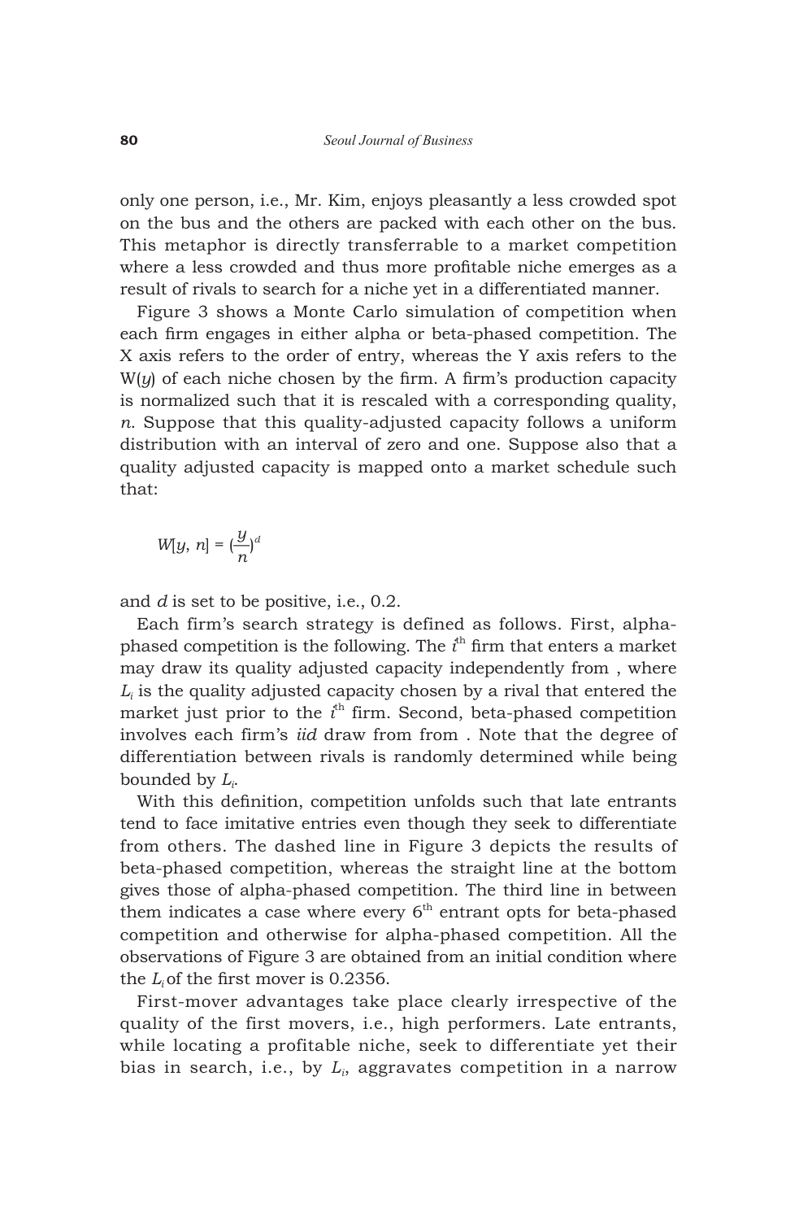only one person, i.e., Mr. Kim, enjoys pleasantly a less crowded spot on the bus and the others are packed with each other on the bus. This metaphor is directly transferrable to a market competition where a less crowded and thus more profitable niche emerges as a result of rivals to search for a niche yet in a differentiated manner.

Figure 3 shows a Monte Carlo simulation of competition when each firm engages in either alpha or beta-phased competition. The X axis refers to the order of entry, whereas the Y axis refers to the W(*y*) of each niche chosen by the firm. A firm's production capacity is normalized such that it is rescaled with a corresponding quality, *n*. Suppose that this quality-adjusted capacity follows a uniform distribution with an interval of zero and one. Suppose also that a quality adjusted capacity is mapped onto a market schedule such that:

$$W[y, n] = \left(\frac{y}{n}\right)^{d}$$

and *d* is set to be positive, i.e., 0.2.

Each firm's search strategy is defined as follows. First, alpha-phased competition is the following. The $i^{th}$ firm that enters a market may draw its quality adjusted capacity independently from , where $L_i$ is the quality adjusted capacity chosen by a rival that entered the market just prior to the $i^{th}$ firm. Second, beta-phased competition involves each firm's *iid* draw from from . Note that the degree of differentiation between rivals is randomly determined while being bounded by $L_i$.

With this definition, competition unfolds such that late entrants tend to face imitative entries even though they seek to differentiate from others. The dashed line in Figure 3 depicts the results of beta-phased competition, whereas the straight line at the bottom gives those of alpha-phased competition. The third line in between them indicates a case where every $6^{th}$ entrant opts for beta-phased competition and otherwise for alpha-phased competition. All the observations of Figure 3 are obtained from an initial condition where the $L_i$ of the first mover is 0.2356.

First-mover advantages take place clearly irrespective of the quality of the first movers, i.e., high performers. Late entrants, while locating a profitable niche, seek to differentiate yet their bias in search, i.e., by $L_i$, aggravates competition in a narrow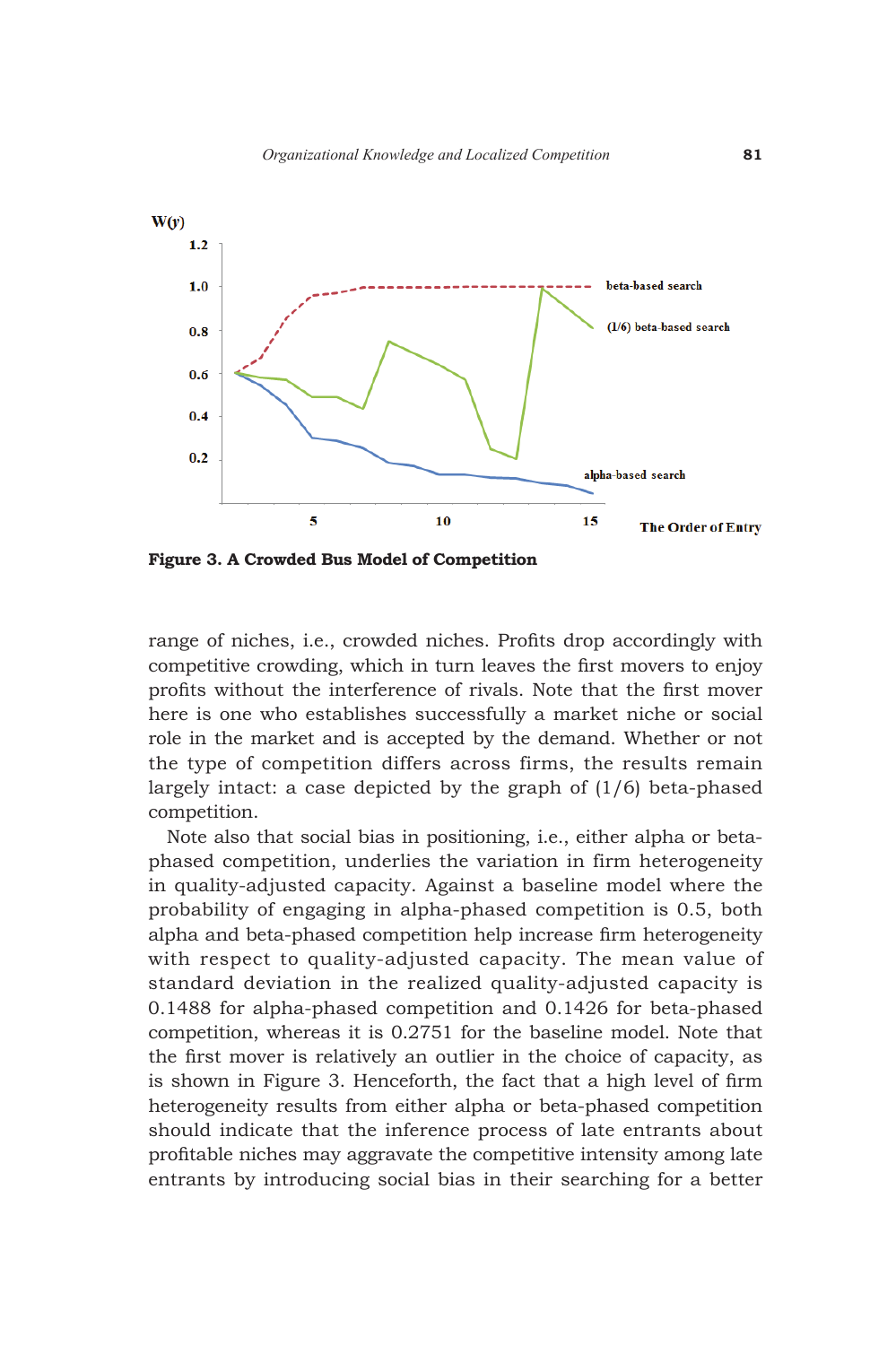**Figure 3. A Crowded Bus Model of Competition**

range of niches, i.e., crowded niches. Profits drop accordingly with competitive crowding, which in turn leaves the first movers to enjoy profits without the interference of rivals. Note that the first mover here is one who establishes successfully a market niche or social role in the market and is accepted by the demand. Whether or not the type of competition differs across firms, the results remain largely intact: a case depicted by the graph of (1/6) beta-phased competition.

Note also that social bias in positioning, i.e., either alpha or beta-phased competition, underlies the variation in firm heterogeneity in quality-adjusted capacity. Against a baseline model where the probability of engaging in alpha-phased competition is 0.5, both alpha and beta-phased competition help increase firm heterogeneity with respect to quality-adjusted capacity. The mean value of standard deviation in the realized quality-adjusted capacity is 0.1488 for alpha-phased competition and 0.1426 for beta-phased competition, whereas it is 0.2751 for the baseline model. Note that the first mover is relatively an outlier in the choice of capacity, as is shown in Figure 3. Henceforth, the fact that a high level of firm heterogeneity results from either alpha or beta-phased competition should indicate that the inference process of late entrants about profitable niches may aggravate the competitive intensity among late entrants by introducing social bias in their searching for a better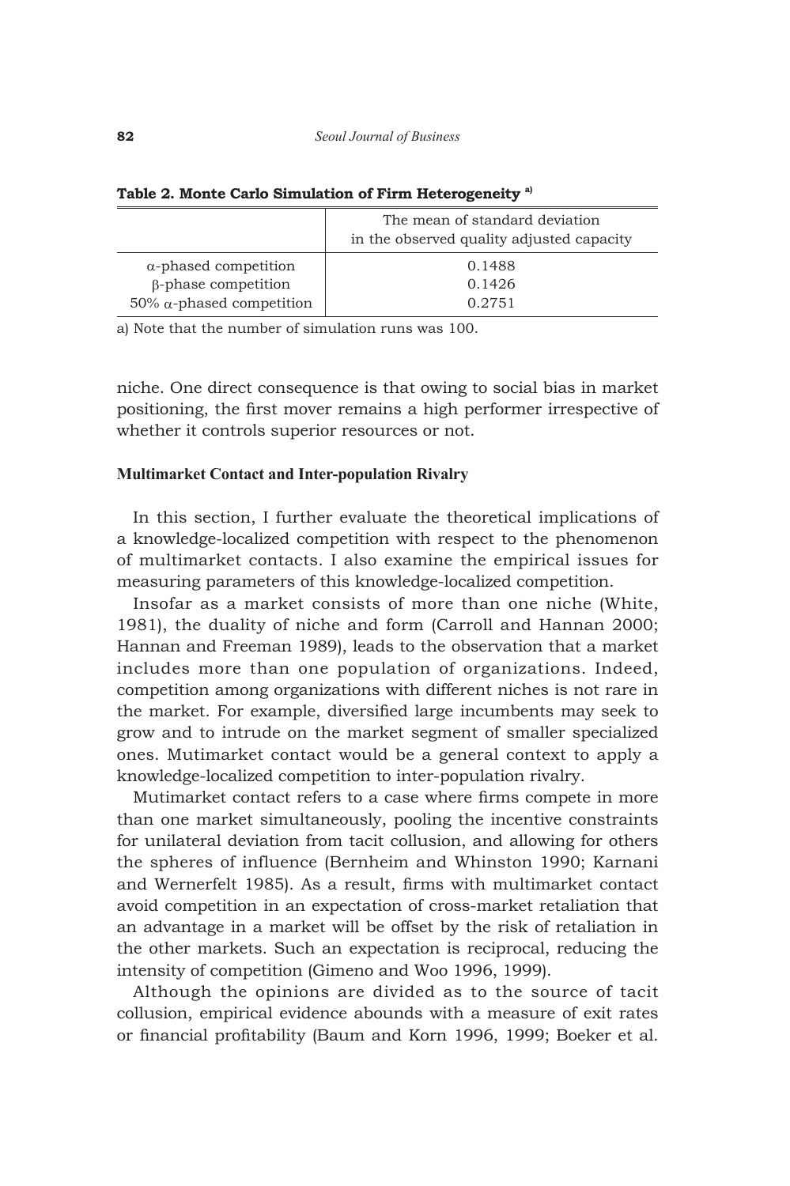**Table 2. Monte Carlo Simulation of Firm Heterogeneity [a)]**

| | The mean of standard deviation in the observed quality adjusted capacity |
|---|---|
| $\alpha$-phased competition | 0.1488 |
| $\beta$-phase competition | 0.1426 |
| 50% $\alpha$-phased competition | 0.2751 |

a) Note that the number of simulation runs was 100.

niche. One direct consequence is that owing to social bias in market positioning, the first mover remains a high performer irrespective of whether it controls superior resources or not.

### Multimarket Contact and Inter-population Rivalry

In this section, I further evaluate the theoretical implications of a knowledge-localized competition with respect to the phenomenon of multimarket contacts. I also examine the empirical issues for measuring parameters of this knowledge-localized competition.

Insofar as a market consists of more than one niche (White, 1981), the duality of niche and form (Carroll and Hannan 2000; Hannan and Freeman 1989), leads to the observation that a market includes more than one population of organizations. Indeed, competition among organizations with different niches is not rare in the market. For example, diversified large incumbents may seek to grow and to intrude on the market segment of smaller specialized ones. Mutimarket contact would be a general context to apply a knowledge-localized competition to inter-population rivalry.

Mutimarket contact refers to a case where firms compete in more than one market simultaneously, pooling the incentive constraints for unilateral deviation from tacit collusion, and allowing for others the spheres of influence (Bernheim and Whinston 1990; Karnani and Wernerfelt 1985). As a result, firms with multimarket contact avoid competition in an expectation of cross-market retaliation that an advantage in a market will be offset by the risk of retaliation in the other markets. Such an expectation is reciprocal, reducing the intensity of competition (Gimeno and Woo 1996, 1999).

Although the opinions are divided as to the source of tacit collusion, empirical evidence abounds with a measure of exit rates or financial profitability (Baum and Korn 1996, 1999; Boeker et al.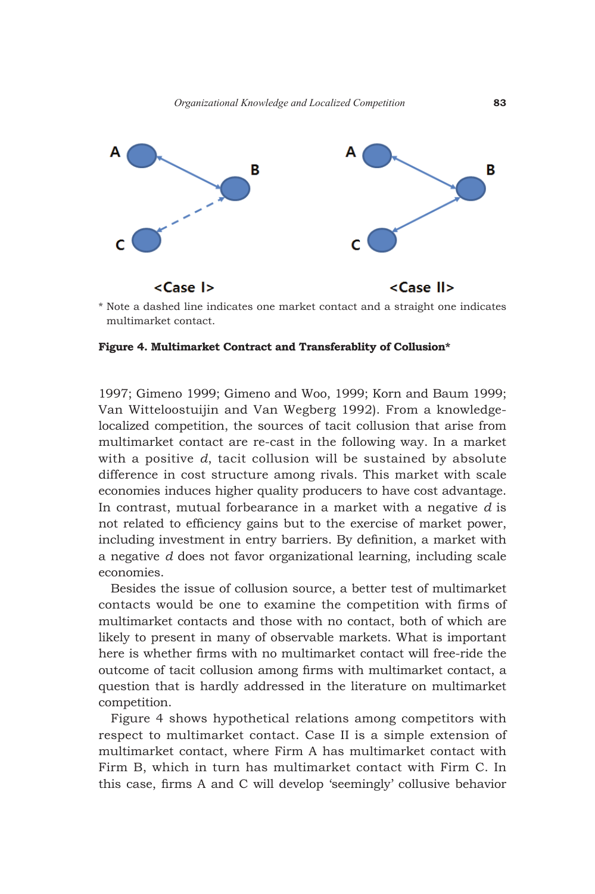<Case I>

<Case II>

* Note a dashed line indicates one market contact and a straight one indicates multimarket contact.

**Figure 4. Multimarket Contract and Transferablity of Collusion***

1997; Gimeno 1999; Gimeno and Woo, 1999; Korn and Baum 1999; Van Witteloostuijin and Van Wegberg 1992). From a knowledge-localized competition, the sources of tacit collusion that arise from multimarket contact are re-cast in the following way. In a market with a positive *d*, tacit collusion will be sustained by absolute difference in cost structure among rivals. This market with scale economies induces higher quality producers to have cost advantage. In contrast, mutual forbearance in a market with a negative *d* is not related to efficiency gains but to the exercise of market power, including investment in entry barriers. By definition, a market with a negative *d* does not favor organizational learning, including scale economies.

Besides the issue of collusion source, a better test of multimarket contacts would be one to examine the competition with firms of multimarket contacts and those with no contact, both of which are likely to present in many of observable markets. What is important here is whether firms with no multimarket contact will free-ride the outcome of tacit collusion among firms with multimarket contact, a question that is hardly addressed in the literature on multimarket competition.

Figure 4 shows hypothetical relations among competitors with respect to multimarket contact. Case II is a simple extension of multimarket contact, where Firm A has multimarket contact with Firm B, which in turn has multimarket contact with Firm C. In this case, firms A and C will develop 'seemingly' collusive behavior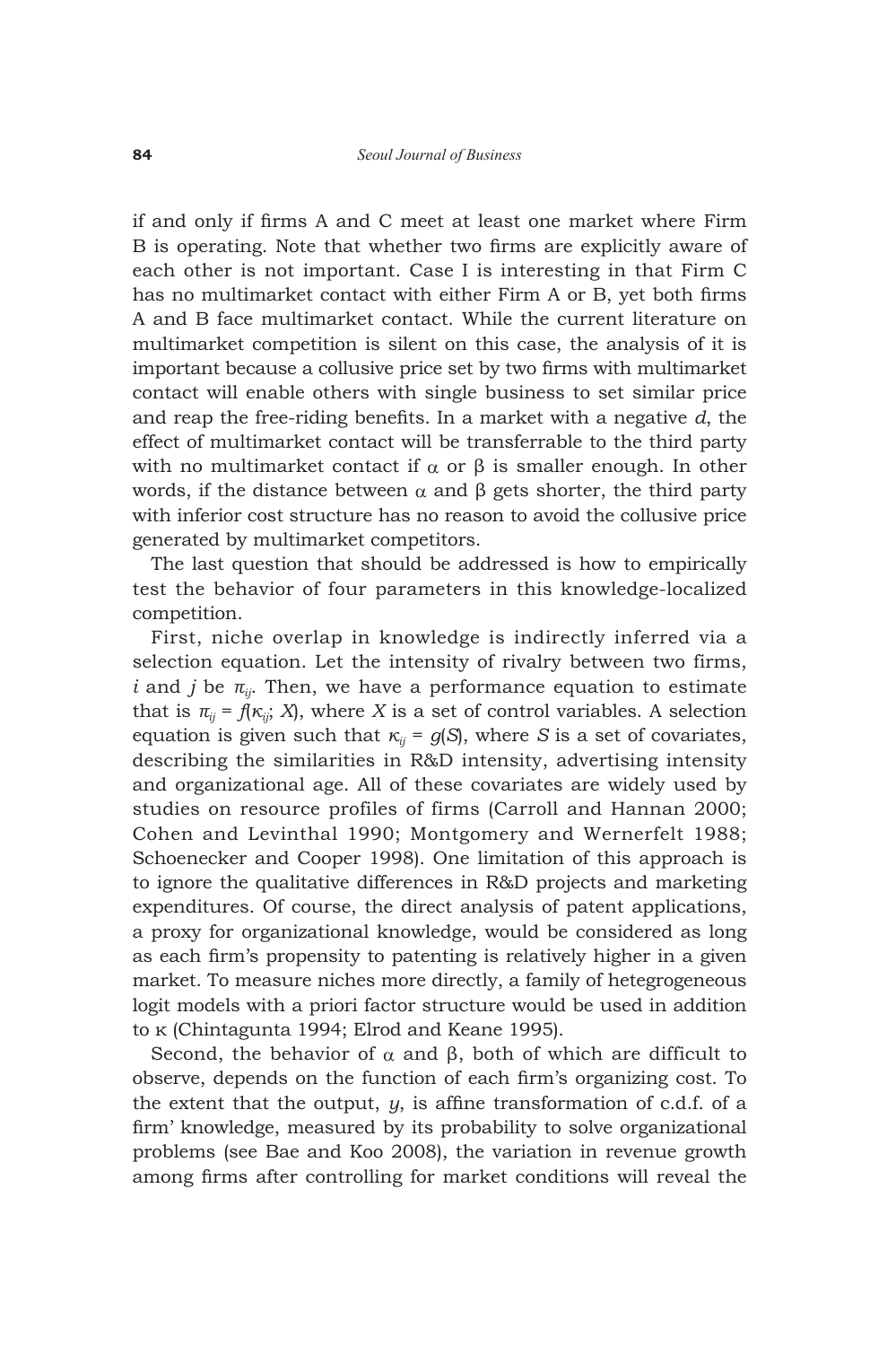if and only if firms A and C meet at least one market where Firm B is operating. Note that whether two firms are explicitly aware of each other is not important. Case I is interesting in that Firm C has no multimarket contact with either Firm A or B, yet both firms A and B face multimarket contact. While the current literature on multimarket competition is silent on this case, the analysis of it is important because a collusive price set by two firms with multimarket contact will enable others with single business to set similar price and reap the free-riding benefits. In a market with a negative $d$, the effect of multimarket contact will be transferrable to the third party with no multimarket contact if $\alpha$ or $\beta$ is smaller enough. In other words, if the distance between $\alpha$ and $\beta$ gets shorter, the third party with inferior cost structure has no reason to avoid the collusive price generated by multimarket competitors.

The last question that should be addressed is how to empirically test the behavior of four parameters in this knowledge-localized competition.

First, niche overlap in knowledge is indirectly inferred via a selection equation. Let the intensity of rivalry between two firms, $i$ and $j$ be $\pi_{ij}$. Then, we have a performance equation to estimate that is $\pi_{ij} = f(\kappa_{ij}; X)$, where $X$ is a set of control variables. A selection equation is given such that $\kappa_{ij} = g(S)$, where $S$ is a set of covariates, describing the similarities in R&D intensity, advertising intensity and organizational age. All of these covariates are widely used by studies on resource profiles of firms (Carroll and Hannan 2000; Cohen and Levinthal 1990; Montgomery and Wernerfelt 1988; Schoenecker and Cooper 1998). One limitation of this approach is to ignore the qualitative differences in R&D projects and marketing expenditures. Of course, the direct analysis of patent applications, a proxy for organizational knowledge, would be considered as long as each firm's propensity to patenting is relatively higher in a given market. To measure niches more directly, a family of hetegrogeneous logit models with a priori factor structure would be used in addition to $\kappa$ (Chintagunta 1994; Elrod and Keane 1995).

Second, the behavior of $\alpha$ and $\beta$, both of which are difficult to observe, depends on the function of each firm's organizing cost. To the extent that the output, $y$, is affine transformation of c.d.f. of a firm' knowledge, measured by its probability to solve organizational problems (see Bae and Koo 2008), the variation in revenue growth among firms after controlling for market conditions will reveal the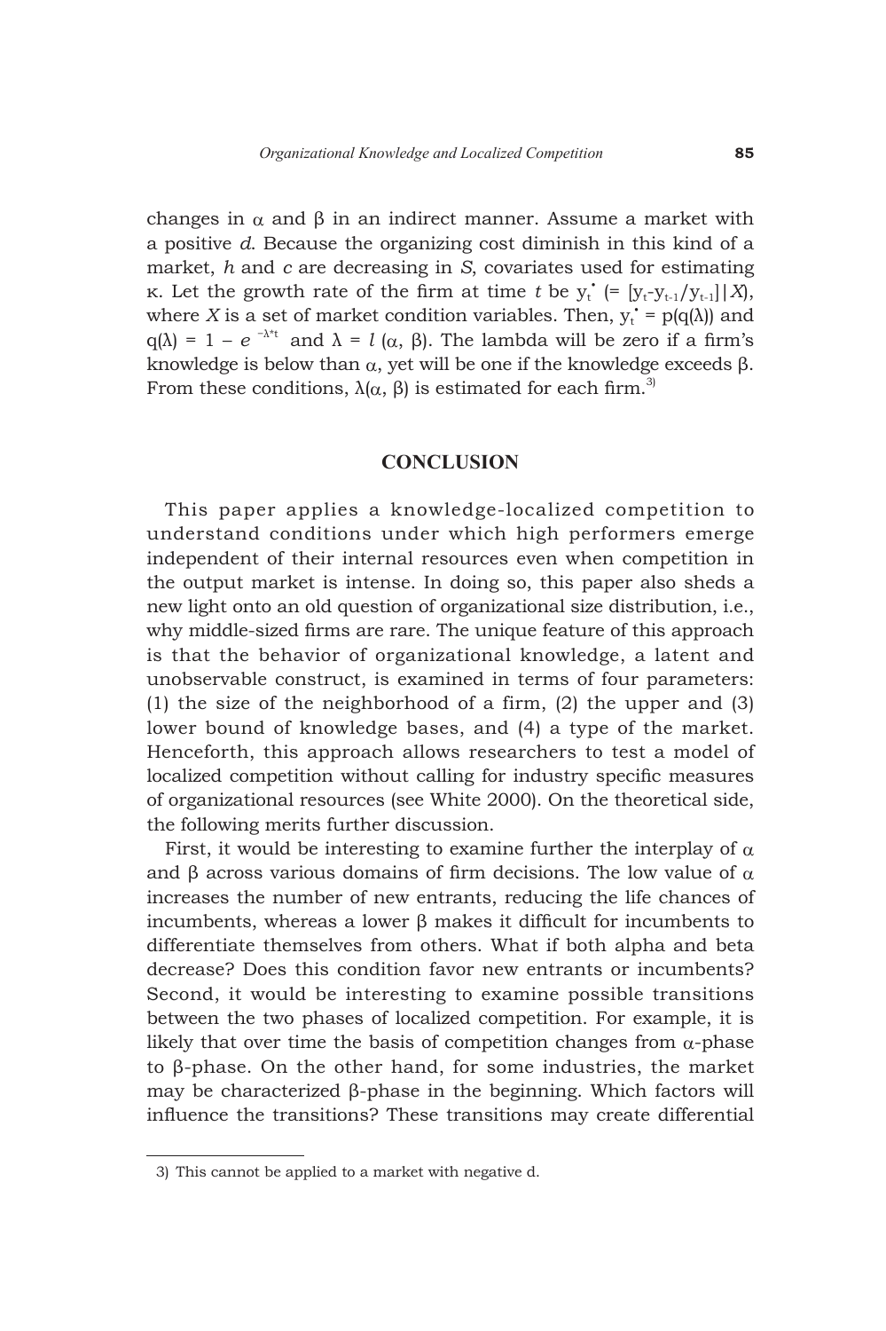changes in $\alpha$ and $\beta$ in an indirect manner. Assume a market with a positive *d*. Because the organizing cost diminish in this kind of a market, *h* and *c* are decreasing in *S*, covariates used for estimating $\kappa$. Let the growth rate of the firm at time *t* be $y_t^{\bullet}$ (= $[y_t\text{-}y_{t-1}/y_{t-1}]|X$), where *X* is a set of market condition variables. Then, $y_t^{\bullet} = p(q(\lambda))$ and $q(\lambda) = 1 - e^{-\lambda^* t}$ and $\lambda = l(\alpha, \beta)$. The lambda will be zero if a firm's knowledge is below than $\alpha$, yet will be one if the knowledge exceeds $\beta$. From these conditions, $\lambda(\alpha, \beta)$ is estimated for each firm.[3]

## CONCLUSION

This paper applies a knowledge-localized competition to understand conditions under which high performers emerge independent of their internal resources even when competition in the output market is intense. In doing so, this paper also sheds a new light onto an old question of organizational size distribution, i.e., why middle-sized firms are rare. The unique feature of this approach is that the behavior of organizational knowledge, a latent and unobservable construct, is examined in terms of four parameters: (1) the size of the neighborhood of a firm, (2) the upper and (3) lower bound of knowledge bases, and (4) a type of the market. Henceforth, this approach allows researchers to test a model of localized competition without calling for industry specific measures of organizational resources (see White 2000). On the theoretical side, the following merits further discussion.

First, it would be interesting to examine further the interplay of $\alpha$ and $\beta$ across various domains of firm decisions. The low value of $\alpha$ increases the number of new entrants, reducing the life chances of incumbents, whereas a lower $\beta$ makes it difficult for incumbents to differentiate themselves from others. What if both alpha and beta decrease? Does this condition favor new entrants or incumbents? Second, it would be interesting to examine possible transitions between the two phases of localized competition. For example, it is likely that over time the basis of competition changes from $\alpha$-phase to $\beta$-phase. On the other hand, for some industries, the market may be characterized $\beta$-phase in the beginning. Which factors will influence the transitions? These transitions may create differential

---

3) This cannot be applied to a market with negative d.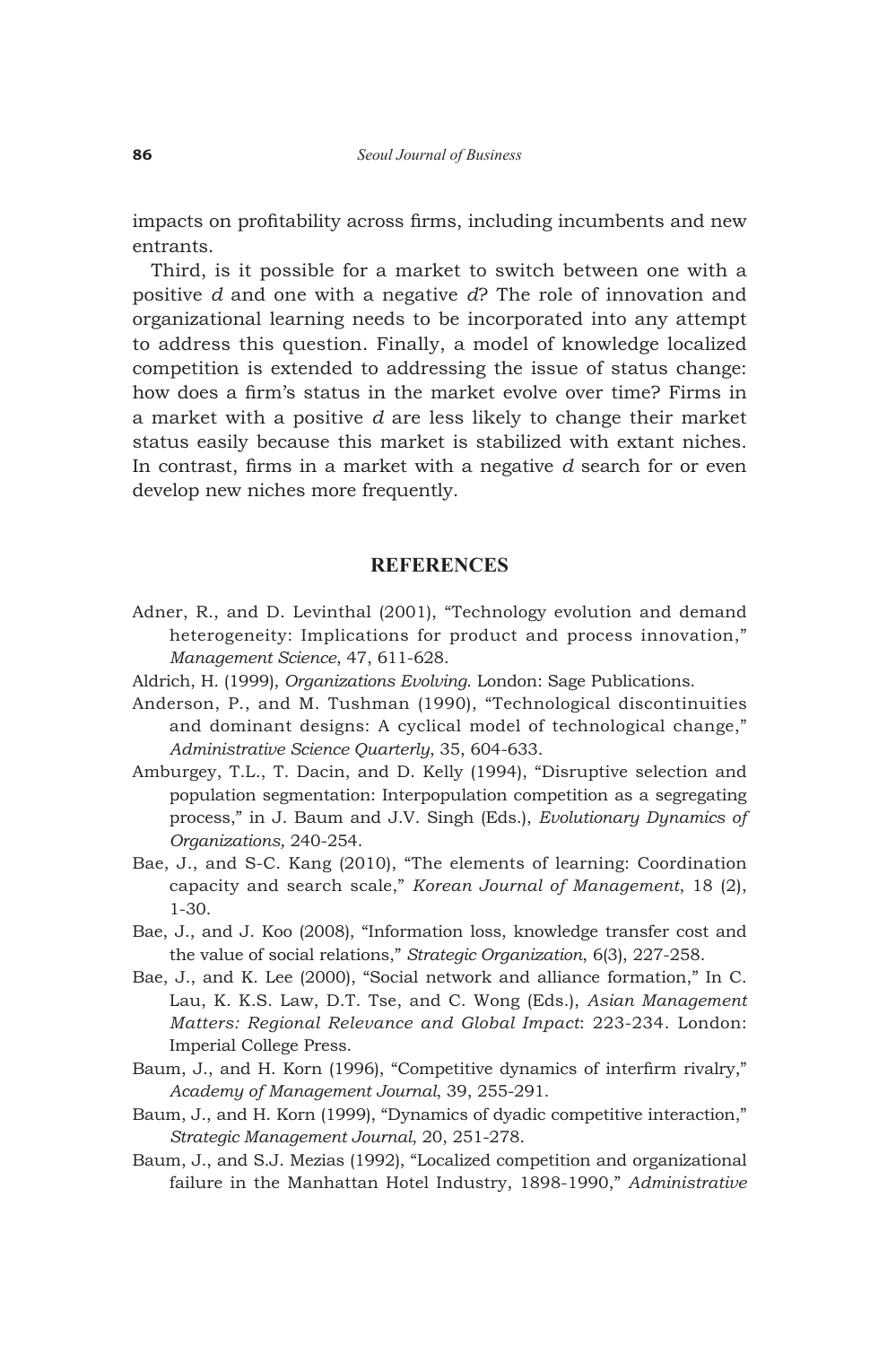impacts on profitability across firms, including incumbents and new entrants.

Third, is it possible for a market to switch between one with a positive *d* and one with a negative *d*? The role of innovation and organizational learning needs to be incorporated into any attempt to address this question. Finally, a model of knowledge localized competition is extended to addressing the issue of status change: how does a firm's status in the market evolve over time? Firms in a market with a positive *d* are less likely to change their market status easily because this market is stabilized with extant niches. In contrast, firms in a market with a negative *d* search for or even develop new niches more frequently.

## REFERENCES

Adner, R., and D. Levinthal (2001), "Technology evolution and demand heterogeneity: Implications for product and process innovation," *Management Science*, 47, 611-628.

Aldrich, H. (1999), *Organizations Evolving*. London: Sage Publications.

Anderson, P., and M. Tushman (1990), "Technological discontinuities and dominant designs: A cyclical model of technological change," *Administrative Science Quarterly*, 35, 604-633.

Amburgey, T.L., T. Dacin, and D. Kelly (1994), "Disruptive selection and population segmentation: Interpopulation competition as a segregating process," in J. Baum and J.V. Singh (Eds.), *Evolutionary Dynamics of Organizations,* 240-254.

Bae, J., and S-C. Kang (2010), "The elements of learning: Coordination capacity and search scale," *Korean Journal of Management*, 18 (2), 1-30.

Bae, J., and J. Koo (2008), "Information loss, knowledge transfer cost and the value of social relations," *Strategic Organization*, 6(3), 227-258.

Bae, J., and K. Lee (2000), "Social network and alliance formation," In C. Lau, K. K.S. Law, D.T. Tse, and C. Wong (Eds.), *Asian Management Matters: Regional Relevance and Global Impact*: 223-234. London: Imperial College Press.

Baum, J., and H. Korn (1996), "Competitive dynamics of interfirm rivalry," *Academy of Management Journal*, 39, 255-291.

Baum, J., and H. Korn (1999), "Dynamics of dyadic competitive interaction," *Strategic Management Journal*, 20, 251-278.

Baum, J., and S.J. Mezias (1992), "Localized competition and organizational failure in the Manhattan Hotel Industry, 1898-1990," *Administrative*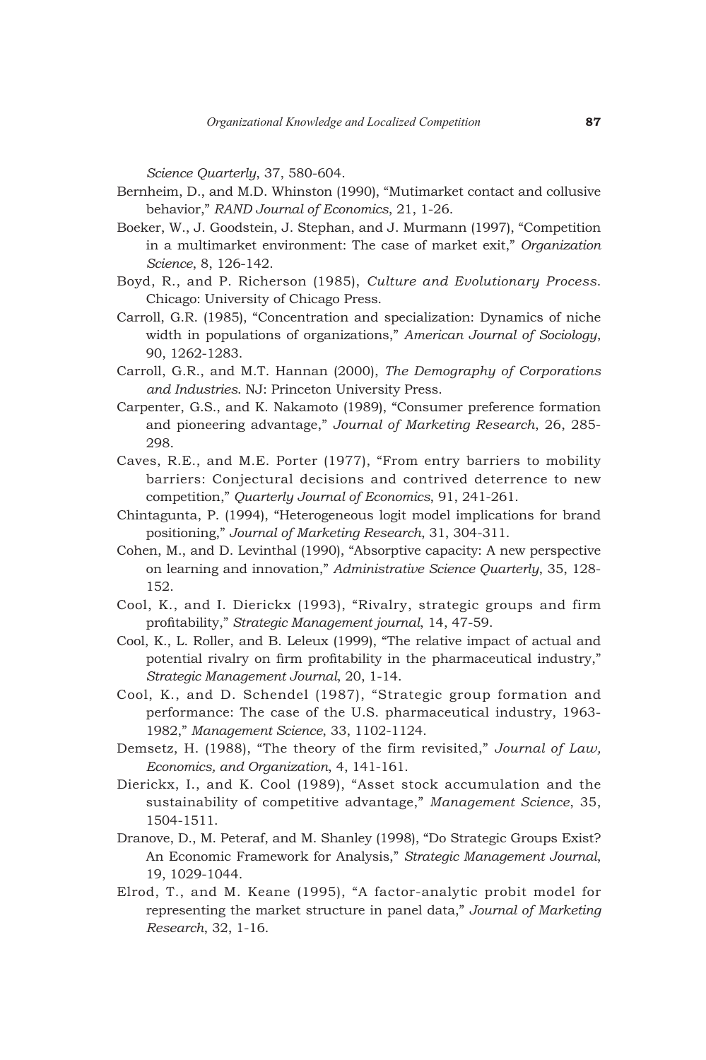*Science Quarterly*, 37, 580-604.

Bernheim, D., and M.D. Whinston (1990), "Mutimarket contact and collusive behavior," *RAND Journal of Economics*, 21, 1-26.

Boeker, W., J. Goodstein, J. Stephan, and J. Murmann (1997), "Competition in a multimarket environment: The case of market exit," *Organization Science*, 8, 126-142.

Boyd, R., and P. Richerson (1985), *Culture and Evolutionary Process*. Chicago: University of Chicago Press.

Carroll, G.R. (1985), "Concentration and specialization: Dynamics of niche width in populations of organizations," *American Journal of Sociology*, 90, 1262-1283.

Carroll, G.R., and M.T. Hannan (2000), *The Demography of Corporations and Industries*. NJ: Princeton University Press.

Carpenter, G.S., and K. Nakamoto (1989), "Consumer preference formation and pioneering advantage," *Journal of Marketing Research*, 26, 285-298.

Caves, R.E., and M.E. Porter (1977), "From entry barriers to mobility barriers: Conjectural decisions and contrived deterrence to new competition," *Quarterly Journal of Economics*, 91, 241-261.

Chintagunta, P. (1994), "Heterogeneous logit model implications for brand positioning," *Journal of Marketing Research*, 31, 304-311.

Cohen, M., and D. Levinthal (1990), "Absorptive capacity: A new perspective on learning and innovation," *Administrative Science Quarterly*, 35, 128-152.

Cool, K., and I. Dierickx (1993), "Rivalry, strategic groups and firm profitability," *Strategic Management journal*, 14, 47-59.

Cool, K., L. Roller, and B. Leleux (1999), "The relative impact of actual and potential rivalry on firm profitability in the pharmaceutical industry," *Strategic Management Journal*, 20, 1-14.

Cool, K., and D. Schendel (1987), "Strategic group formation and performance: The case of the U.S. pharmaceutical industry, 1963-1982," *Management Science*, 33, 1102-1124.

Demsetz, H. (1988), "The theory of the firm revisited," *Journal of Law, Economics, and Organization*, 4, 141-161.

Dierickx, I., and K. Cool (1989), "Asset stock accumulation and the sustainability of competitive advantage," *Management Science*, 35, 1504-1511.

Dranove, D., M. Peteraf, and M. Shanley (1998), "Do Strategic Groups Exist? An Economic Framework for Analysis," *Strategic Management Journal*, 19, 1029-1044.

Elrod, T., and M. Keane (1995), "A factor-analytic probit model for representing the market structure in panel data," *Journal of Marketing Research*, 32, 1-16.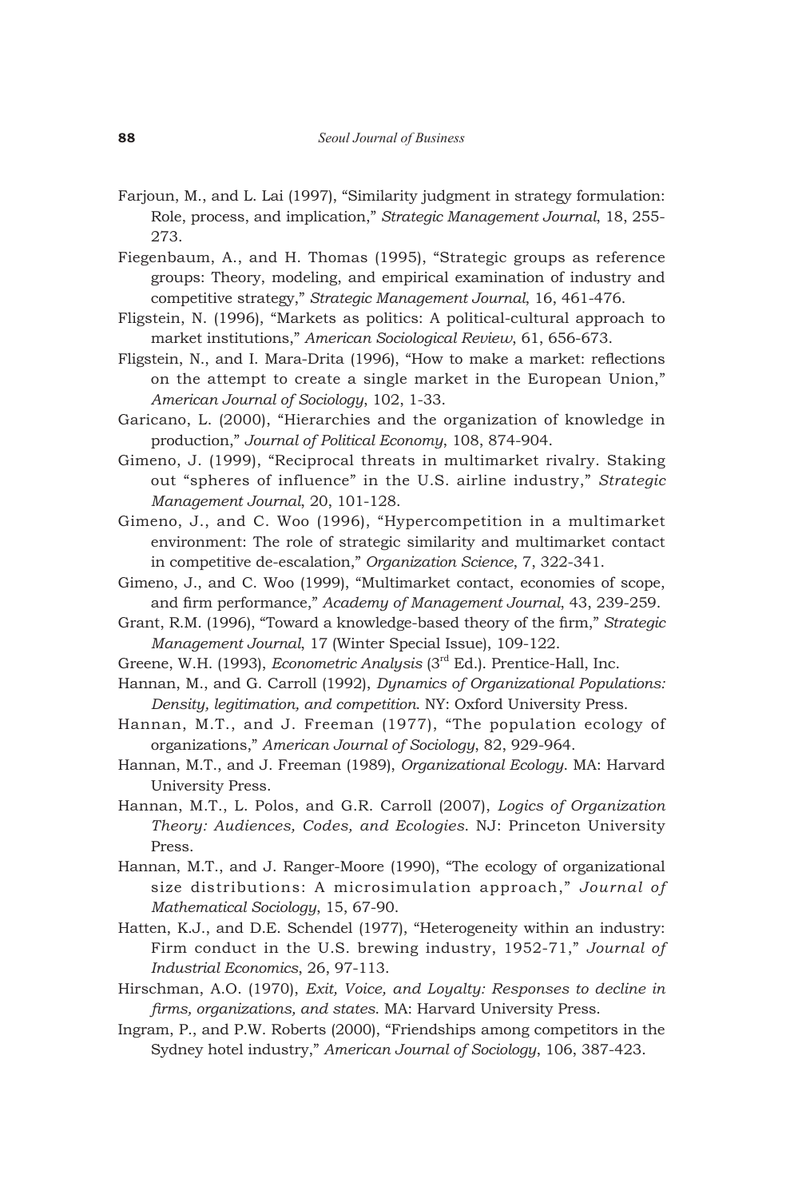Farjoun, M., and L. Lai (1997), "Similarity judgment in strategy formulation: Role, process, and implication," *Strategic Management Journal*, 18, 255-273.

Fiegenbaum, A., and H. Thomas (1995), "Strategic groups as reference groups: Theory, modeling, and empirical examination of industry and competitive strategy," *Strategic Management Journal*, 16, 461-476.

Fligstein, N. (1996), "Markets as politics: A political-cultural approach to market institutions," *American Sociological Review*, 61, 656-673.

Fligstein, N., and I. Mara-Drita (1996), "How to make a market: reflections on the attempt to create a single market in the European Union," *American Journal of Sociology*, 102, 1-33.

Garicano, L. (2000), "Hierarchies and the organization of knowledge in production," *Journal of Political Economy*, 108, 874-904.

Gimeno, J. (1999), "Reciprocal threats in multimarket rivalry. Staking out "spheres of influence" in the U.S. airline industry," *Strategic Management Journal*, 20, 101-128.

Gimeno, J., and C. Woo (1996), "Hypercompetition in a multimarket environment: The role of strategic similarity and multimarket contact in competitive de-escalation," *Organization Science*, 7, 322-341.

Gimeno, J., and C. Woo (1999), "Multimarket contact, economies of scope, and firm performance," *Academy of Management Journal*, 43, 239-259.

Grant, R.M. (1996), "Toward a knowledge-based theory of the firm," *Strategic Management Journal*, 17 (Winter Special Issue), 109-122.

Greene, W.H. (1993), *Econometric Analysis* (3rd Ed.). Prentice-Hall, Inc.

Hannan, M., and G. Carroll (1992), *Dynamics of Organizational Populations: Density, legitimation, and competition*. NY: Oxford University Press.

Hannan, M.T., and J. Freeman (1977), "The population ecology of organizations," *American Journal of Sociology*, 82, 929-964.

Hannan, M.T., and J. Freeman (1989), *Organizational Ecology*. MA: Harvard University Press.

Hannan, M.T., L. Polos, and G.R. Carroll (2007), *Logics of Organization Theory: Audiences, Codes, and Ecologies*. NJ: Princeton University Press.

Hannan, M.T., and J. Ranger-Moore (1990), "The ecology of organizational size distributions: A microsimulation approach," *Journal of Mathematical Sociology*, 15, 67-90.

Hatten, K.J., and D.E. Schendel (1977), "Heterogeneity within an industry: Firm conduct in the U.S. brewing industry, 1952-71," *Journal of Industrial Economics*, 26, 97-113.

Hirschman, A.O. (1970), *Exit, Voice, and Loyalty: Responses to decline in firms, organizations, and states*. MA: Harvard University Press.

Ingram, P., and P.W. Roberts (2000), "Friendships among competitors in the Sydney hotel industry," *American Journal of Sociology*, 106, 387-423.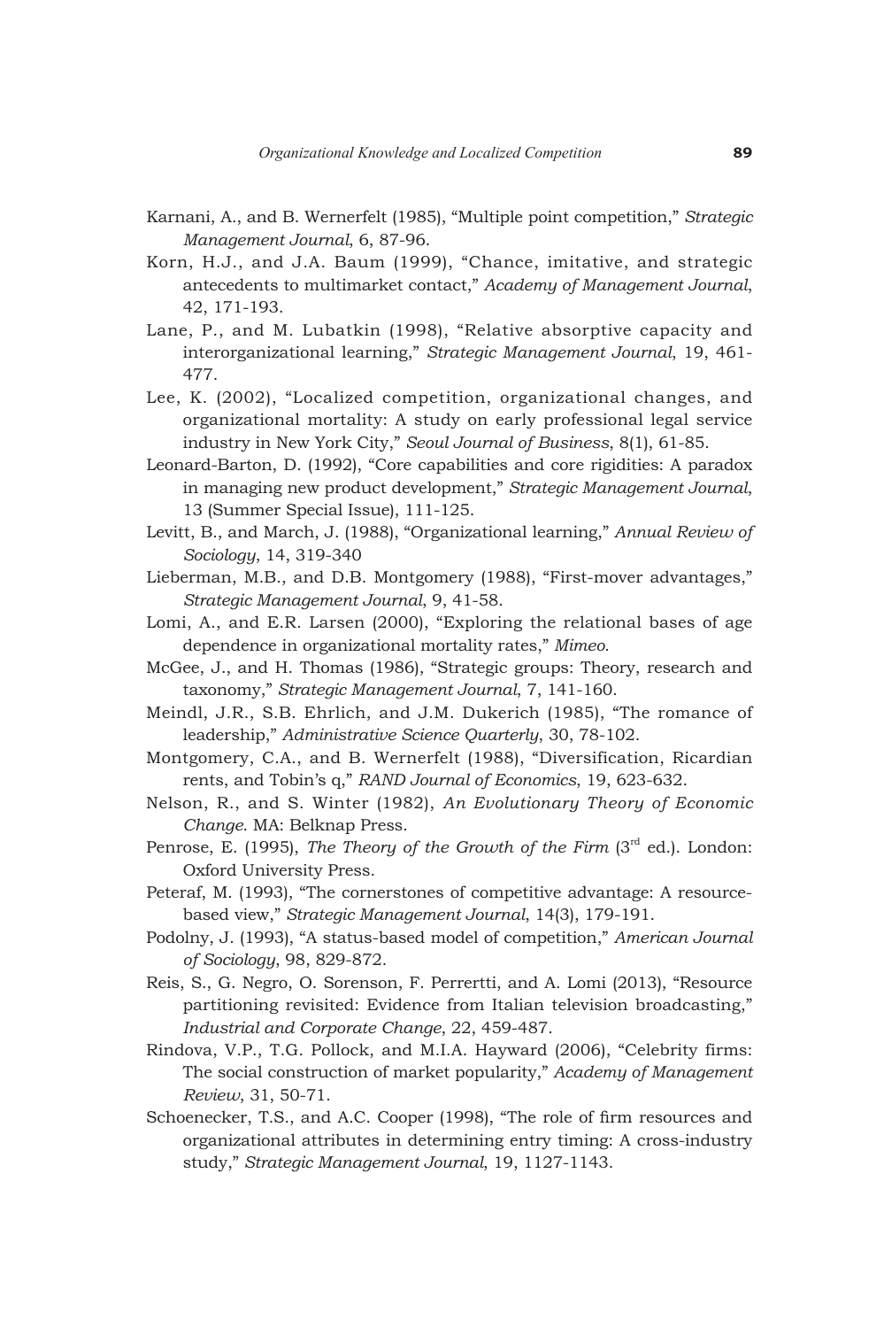Karnani, A., and B. Wernerfelt (1985), "Multiple point competition," *Strategic Management Journal*, 6, 87-96.

Korn, H.J., and J.A. Baum (1999), "Chance, imitative, and strategic antecedents to multimarket contact," *Academy of Management Journal*, 42, 171-193.

Lane, P., and M. Lubatkin (1998), "Relative absorptive capacity and interorganizational learning," *Strategic Management Journal*, 19, 461-477.

Lee, K. (2002), "Localized competition, organizational changes, and organizational mortality: A study on early professional legal service industry in New York City," *Seoul Journal of Business*, 8(1), 61-85.

Leonard-Barton, D. (1992), "Core capabilities and core rigidities: A paradox in managing new product development," *Strategic Management Journal*, 13 (Summer Special Issue), 111-125.

Levitt, B., and March, J. (1988), "Organizational learning," *Annual Review of Sociology*, 14, 319-340

Lieberman, M.B., and D.B. Montgomery (1988), "First-mover advantages," *Strategic Management Journal*, 9, 41-58.

Lomi, A., and E.R. Larsen (2000), "Exploring the relational bases of age dependence in organizational mortality rates," *Mimeo*.

McGee, J., and H. Thomas (1986), "Strategic groups: Theory, research and taxonomy," *Strategic Management Journal*, 7, 141-160.

Meindl, J.R., S.B. Ehrlich, and J.M. Dukerich (1985), "The romance of leadership," *Administrative Science Quarterly*, 30, 78-102.

Montgomery, C.A., and B. Wernerfelt (1988), "Diversification, Ricardian rents, and Tobin's q," *RAND Journal of Economics*, 19, 623-632.

Nelson, R., and S. Winter (1982), *An Evolutionary Theory of Economic Change*. MA: Belknap Press.

Penrose, E. (1995), *The Theory of the Growth of the Firm* (3rd ed.). London: Oxford University Press.

Peteraf, M. (1993), "The cornerstones of competitive advantage: A resource-based view," *Strategic Management Journal*, 14(3), 179-191.

Podolny, J. (1993), "A status-based model of competition," *American Journal of Sociology*, 98, 829-872.

Reis, S., G. Negro, O. Sorenson, F. Perrertti, and A. Lomi (2013), "Resource partitioning revisited: Evidence from Italian television broadcasting," *Industrial and Corporate Change*, 22, 459-487.

Rindova, V.P., T.G. Pollock, and M.I.A. Hayward (2006), "Celebrity firms: The social construction of market popularity," *Academy of Management Review*, 31, 50-71.

Schoenecker, T.S., and A.C. Cooper (1998), "The role of firm resources and organizational attributes in determining entry timing: A cross-industry study," *Strategic Management Journal*, 19, 1127-1143.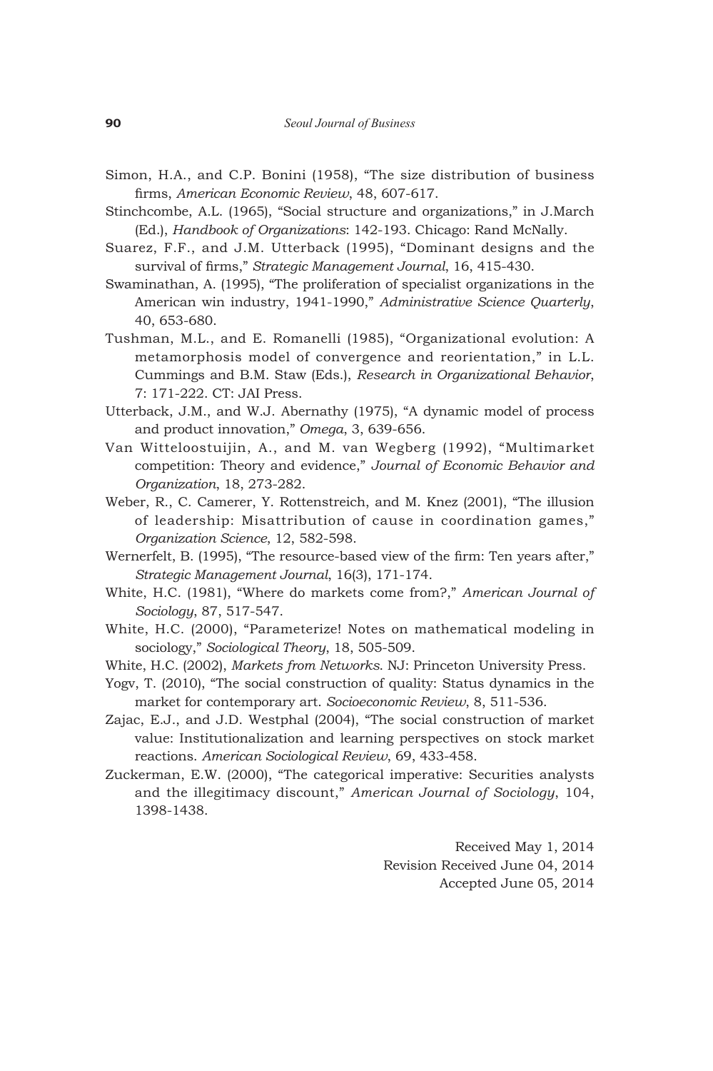Simon, H.A., and C.P. Bonini (1958), "The size distribution of business firms, *American Economic Review*, 48, 607-617.

Stinchcombe, A.L. (1965), "Social structure and organizations," in J.March (Ed.), *Handbook of Organizations*: 142-193. Chicago: Rand McNally.

Suarez, F.F., and J.M. Utterback (1995), "Dominant designs and the survival of firms," *Strategic Management Journal*, 16, 415-430.

Swaminathan, A. (1995), "The proliferation of specialist organizations in the American win industry, 1941-1990," *Administrative Science Quarterly*, 40, 653-680.

Tushman, M.L., and E. Romanelli (1985), "Organizational evolution: A metamorphosis model of convergence and reorientation," in L.L. Cummings and B.M. Staw (Eds.), *Research in Organizational Behavior*, 7: 171-222. CT: JAI Press.

Utterback, J.M., and W.J. Abernathy (1975), "A dynamic model of process and product innovation," *Omega*, 3, 639-656.

Van Witteloostuijin, A., and M. van Wegberg (1992), "Multimarket competition: Theory and evidence," *Journal of Economic Behavior and Organization*, 18, 273-282.

Weber, R., C. Camerer, Y. Rottenstreich, and M. Knez (2001), "The illusion of leadership: Misattribution of cause in coordination games," *Organization Science*, 12, 582-598.

Wernerfelt, B. (1995), "The resource-based view of the firm: Ten years after," *Strategic Management Journal*, 16(3), 171-174.

White, H.C. (1981), "Where do markets come from?," *American Journal of Sociology*, 87, 517-547.

White, H.C. (2000), "Parameterize! Notes on mathematical modeling in sociology," *Sociological Theory*, 18, 505-509.

White, H.C. (2002), *Markets from Networks*. NJ: Princeton University Press.

Yogv, T. (2010), "The social construction of quality: Status dynamics in the market for contemporary art. *Socioeconomic Review*, 8, 511-536.

Zajac, E.J., and J.D. Westphal (2004), "The social construction of market value: Institutionalization and learning perspectives on stock market reactions. *American Sociological Review*, 69, 433-458.

Zuckerman, E.W. (2000), "The categorical imperative: Securities analysts and the illegitimacy discount," *American Journal of Sociology*, 104, 1398-1438.

Received May 1, 2014
Revision Received June 04, 2014
Accepted June 05, 2014